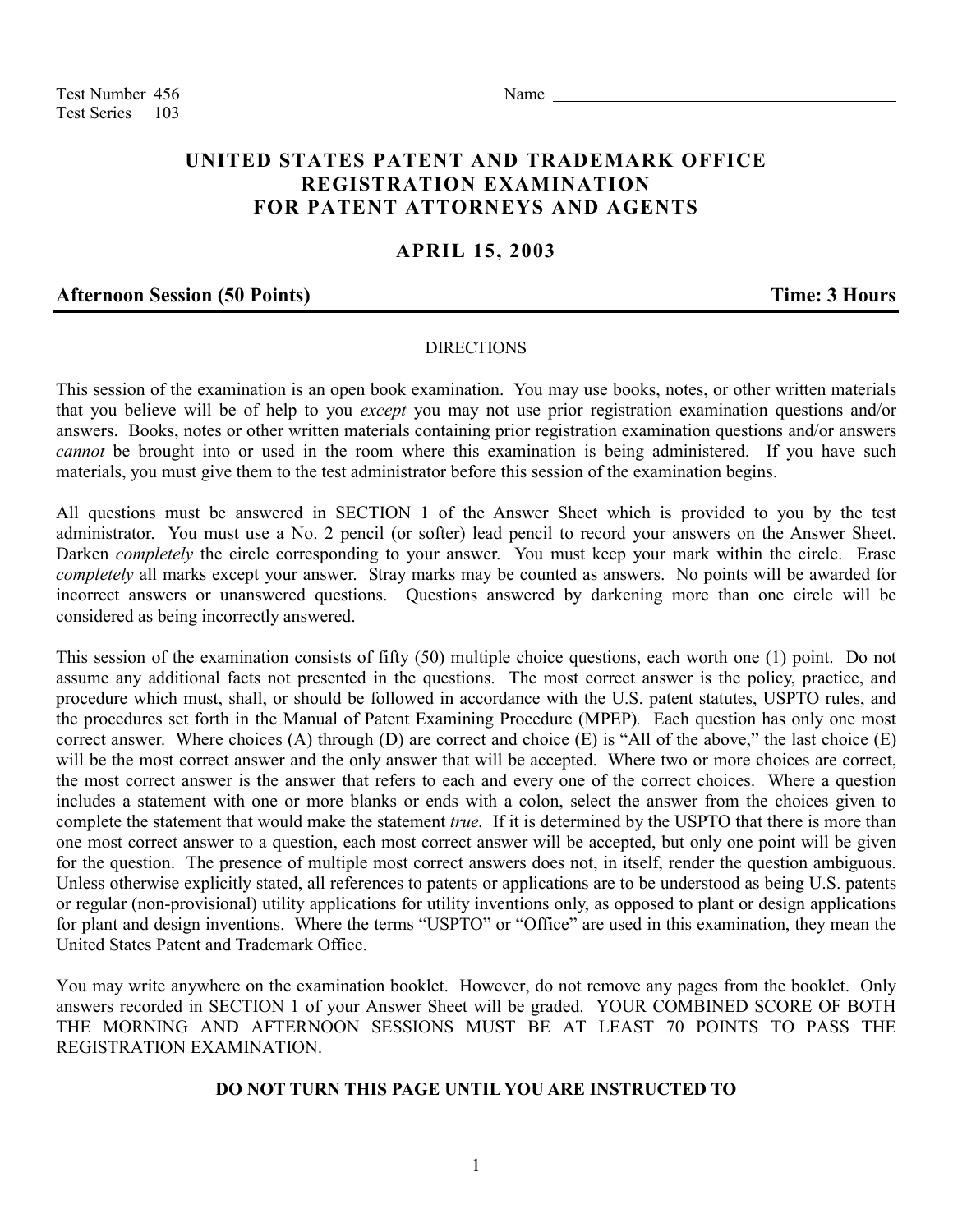Test Number 456
Test Series 103

Name ______________________________

# UNITED STATES PATENT AND TRADEMARK OFFICE
# REGISTRATION EXAMINATION
# FOR PATENT ATTORNEYS AND AGENTS

## APRIL 15, 2003

**Afternoon Session (50 Points)** **Time: 3 Hours**

DIRECTIONS

This session of the examination is an open book examination. You may use books, notes, or other written materials that you believe will be of help to you *except* you may not use prior registration examination questions and/or answers. Books, notes or other written materials containing prior registration examination questions and/or answers *cannot* be brought into or used in the room where this examination is being administered. If you have such materials, you must give them to the test administrator before this session of the examination begins.

All questions must be answered in SECTION 1 of the Answer Sheet which is provided to you by the test administrator. You must use a No. 2 pencil (or softer) lead pencil to record your answers on the Answer Sheet. Darken *completely* the circle corresponding to your answer. You must keep your mark within the circle. Erase *completely* all marks except your answer. Stray marks may be counted as answers. No points will be awarded for incorrect answers or unanswered questions. Questions answered by darkening more than one circle will be considered as being incorrectly answered.

This session of the examination consists of fifty (50) multiple choice questions, each worth one (1) point. Do not assume any additional facts not presented in the questions. The most correct answer is the policy, practice, and procedure which must, shall, or should be followed in accordance with the U.S. patent statutes, USPTO rules, and the procedures set forth in the Manual of Patent Examining Procedure (MPEP). Each question has only one most correct answer. Where choices (A) through (D) are correct and choice (E) is "All of the above," the last choice (E) will be the most correct answer and the only answer that will be accepted. Where two or more choices are correct, the most correct answer is the answer that refers to each and every one of the correct choices. Where a question includes a statement with one or more blanks or ends with a colon, select the answer from the choices given to complete the statement that would make the statement *true.* If it is determined by the USPTO that there is more than one most correct answer to a question, each most correct answer will be accepted, but only one point will be given for the question. The presence of multiple most correct answers does not, in itself, render the question ambiguous. Unless otherwise explicitly stated, all references to patents or applications are to be understood as being U.S. patents or regular (non-provisional) utility applications for utility inventions only, as opposed to plant or design applications for plant and design inventions. Where the terms "USPTO" or "Office" are used in this examination, they mean the United States Patent and Trademark Office.

You may write anywhere on the examination booklet. However, do not remove any pages from the booklet. Only answers recorded in SECTION 1 of your Answer Sheet will be graded. YOUR COMBINED SCORE OF BOTH THE MORNING AND AFTERNOON SESSIONS MUST BE AT LEAST 70 POINTS TO PASS THE REGISTRATION EXAMINATION.

**DO NOT TURN THIS PAGE UNTIL YOU ARE INSTRUCTED TO**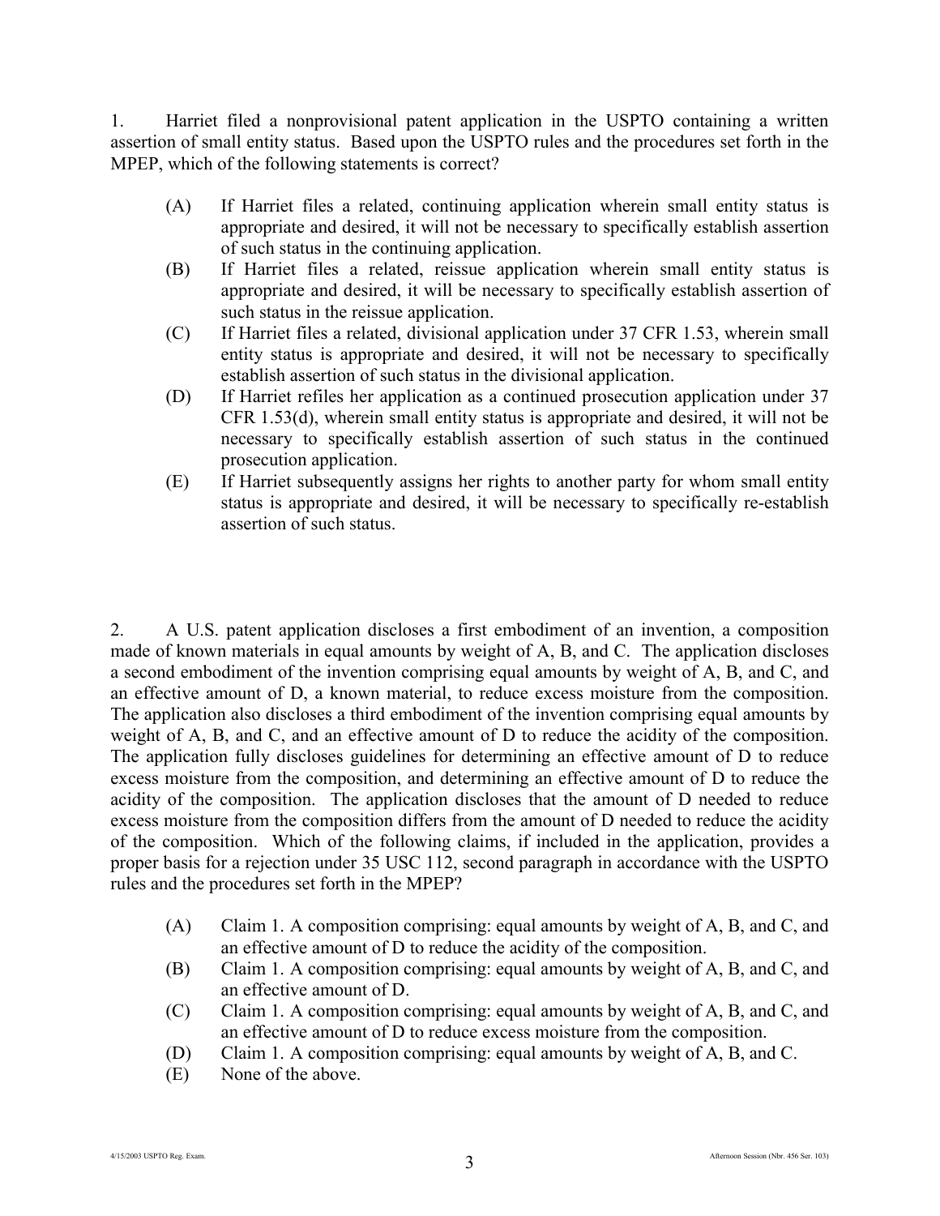1. Harriet filed a nonprovisional patent application in the USPTO containing a written assertion of small entity status. Based upon the USPTO rules and the procedures set forth in the MPEP, which of the following statements is correct?

- (A) If Harriet files a related, continuing application wherein small entity status is appropriate and desired, it will not be necessary to specifically establish assertion of such status in the continuing application.
- (B) If Harriet files a related, reissue application wherein small entity status is appropriate and desired, it will be necessary to specifically establish assertion of such status in the reissue application.
- (C) If Harriet files a related, divisional application under 37 CFR 1.53, wherein small entity status is appropriate and desired, it will not be necessary to specifically establish assertion of such status in the divisional application.
- (D) If Harriet refiles her application as a continued prosecution application under 37 CFR 1.53(d), wherein small entity status is appropriate and desired, it will not be necessary to specifically establish assertion of such status in the continued prosecution application.
- (E) If Harriet subsequently assigns her rights to another party for whom small entity status is appropriate and desired, it will be necessary to specifically re-establish assertion of such status.

2. A U.S. patent application discloses a first embodiment of an invention, a composition made of known materials in equal amounts by weight of A, B, and C. The application discloses a second embodiment of the invention comprising equal amounts by weight of A, B, and C, and an effective amount of D, a known material, to reduce excess moisture from the composition. The application also discloses a third embodiment of the invention comprising equal amounts by weight of A, B, and C, and an effective amount of D to reduce the acidity of the composition. The application fully discloses guidelines for determining an effective amount of D to reduce excess moisture from the composition, and determining an effective amount of D to reduce the acidity of the composition. The application discloses that the amount of D needed to reduce excess moisture from the composition differs from the amount of D needed to reduce the acidity of the composition. Which of the following claims, if included in the application, provides a proper basis for a rejection under 35 USC 112, second paragraph in accordance with the USPTO rules and the procedures set forth in the MPEP?

- (A) Claim 1. A composition comprising: equal amounts by weight of A, B, and C, and an effective amount of D to reduce the acidity of the composition.
- (B) Claim 1. A composition comprising: equal amounts by weight of A, B, and C, and an effective amount of D.
- (C) Claim 1. A composition comprising: equal amounts by weight of A, B, and C, and an effective amount of D to reduce excess moisture from the composition.
- (D) Claim 1. A composition comprising: equal amounts by weight of A, B, and C.
- (E) None of the above.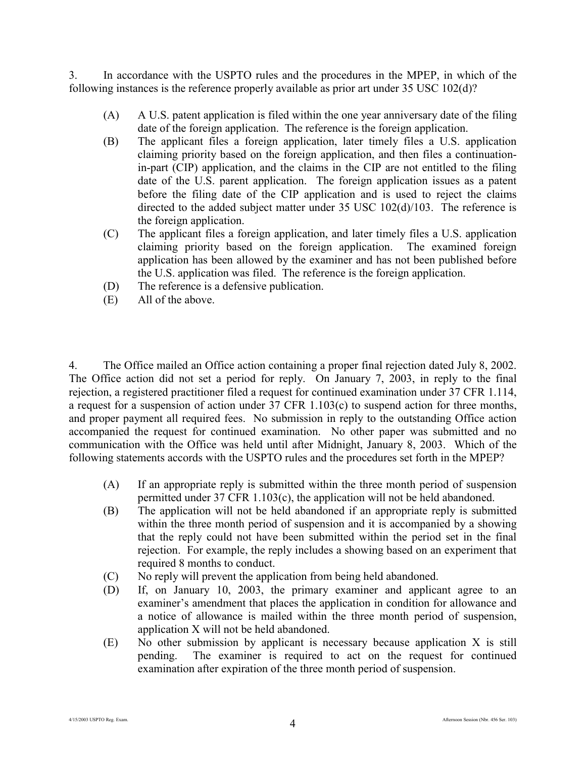3. In accordance with the USPTO rules and the procedures in the MPEP, in which of the following instances is the reference properly available as prior art under 35 USC 102(d)?

(A) A U.S. patent application is filed within the one year anniversary date of the filing date of the foreign application. The reference is the foreign application.

(B) The applicant files a foreign application, later timely files a U.S. application claiming priority based on the foreign application, and then files a continuation-in-part (CIP) application, and the claims in the CIP are not entitled to the filing date of the U.S. parent application. The foreign application issues as a patent before the filing date of the CIP application and is used to reject the claims directed to the added subject matter under 35 USC 102(d)/103. The reference is the foreign application.

(C) The applicant files a foreign application, and later timely files a U.S. application claiming priority based on the foreign application. The examined foreign application has been allowed by the examiner and has not been published before the U.S. application was filed. The reference is the foreign application.

(D) The reference is a defensive publication.

(E) All of the above.

4. The Office mailed an Office action containing a proper final rejection dated July 8, 2002. The Office action did not set a period for reply. On January 7, 2003, in reply to the final rejection, a registered practitioner filed a request for continued examination under 37 CFR 1.114, a request for a suspension of action under 37 CFR 1.103(c) to suspend action for three months, and proper payment all required fees. No submission in reply to the outstanding Office action accompanied the request for continued examination. No other paper was submitted and no communication with the Office was held until after Midnight, January 8, 2003. Which of the following statements accords with the USPTO rules and the procedures set forth in the MPEP?

(A) If an appropriate reply is submitted within the three month period of suspension permitted under 37 CFR 1.103(c), the application will not be held abandoned.

(B) The application will not be held abandoned if an appropriate reply is submitted within the three month period of suspension and it is accompanied by a showing that the reply could not have been submitted within the period set in the final rejection. For example, the reply includes a showing based on an experiment that required 8 months to conduct.

(C) No reply will prevent the application from being held abandoned.

(D) If, on January 10, 2003, the primary examiner and applicant agree to an examiner's amendment that places the application in condition for allowance and a notice of allowance is mailed within the three month period of suspension, application X will not be held abandoned.

(E) No other submission by applicant is necessary because application X is still pending. The examiner is required to act on the request for continued examination after expiration of the three month period of suspension.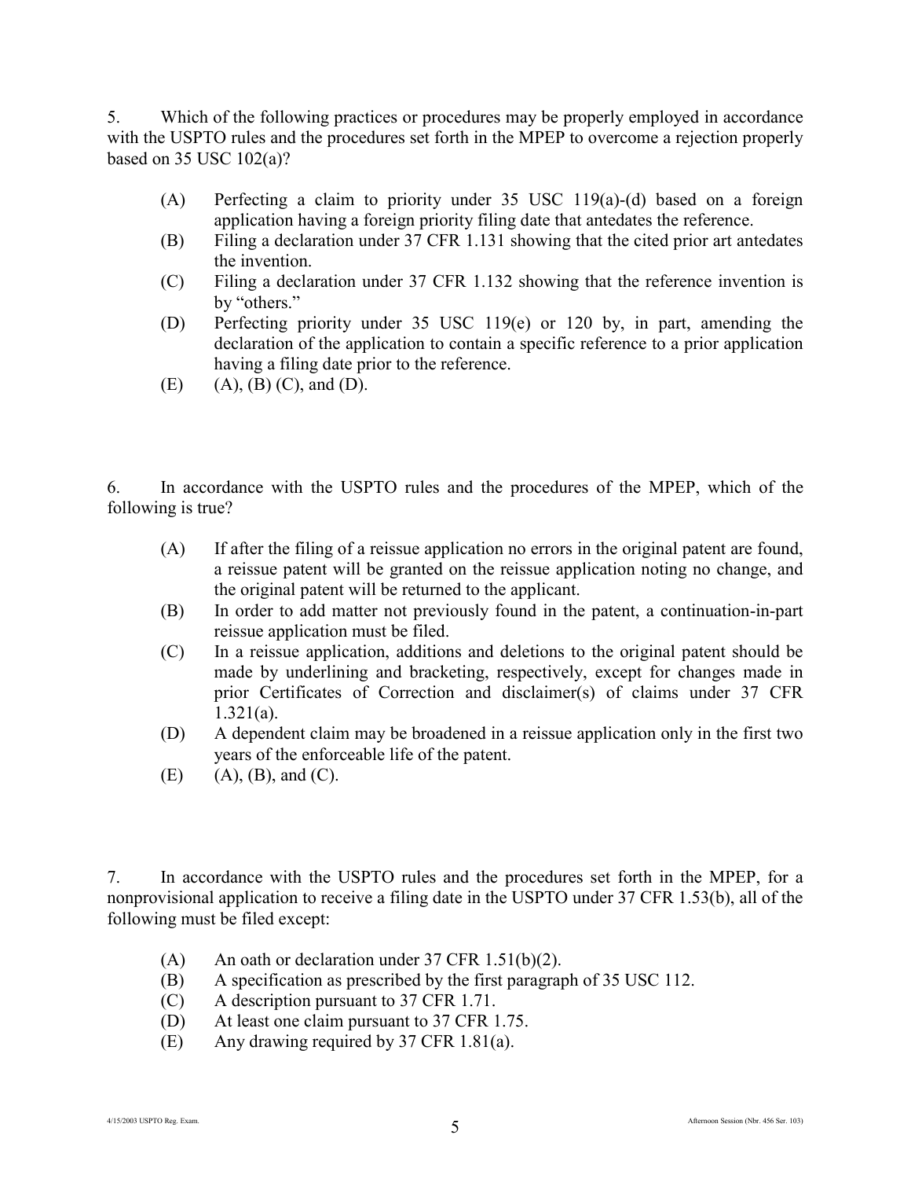5. Which of the following practices or procedures may be properly employed in accordance with the USPTO rules and the procedures set forth in the MPEP to overcome a rejection properly based on 35 USC 102(a)?

(A) Perfecting a claim to priority under 35 USC 119(a)-(d) based on a foreign application having a foreign priority filing date that antedates the reference.
(B) Filing a declaration under 37 CFR 1.131 showing that the cited prior art antedates the invention.
(C) Filing a declaration under 37 CFR 1.132 showing that the reference invention is by "others."
(D) Perfecting priority under 35 USC 119(e) or 120 by, in part, amending the declaration of the application to contain a specific reference to a prior application having a filing date prior to the reference.
(E) (A), (B) (C), and (D).

6. In accordance with the USPTO rules and the procedures of the MPEP, which of the following is true?

(A) If after the filing of a reissue application no errors in the original patent are found, a reissue patent will be granted on the reissue application noting no change, and the original patent will be returned to the applicant.
(B) In order to add matter not previously found in the patent, a continuation-in-part reissue application must be filed.
(C) In a reissue application, additions and deletions to the original patent should be made by underlining and bracketing, respectively, except for changes made in prior Certificates of Correction and disclaimer(s) of claims under 37 CFR 1.321(a).
(D) A dependent claim may be broadened in a reissue application only in the first two years of the enforceable life of the patent.
(E) (A), (B), and (C).

7. In accordance with the USPTO rules and the procedures set forth in the MPEP, for a nonprovisional application to receive a filing date in the USPTO under 37 CFR 1.53(b), all of the following must be filed except:

(A) An oath or declaration under 37 CFR 1.51(b)(2).
(B) A specification as prescribed by the first paragraph of 35 USC 112.
(C) A description pursuant to 37 CFR 1.71.
(D) At least one claim pursuant to 37 CFR 1.75.
(E) Any drawing required by 37 CFR 1.81(a).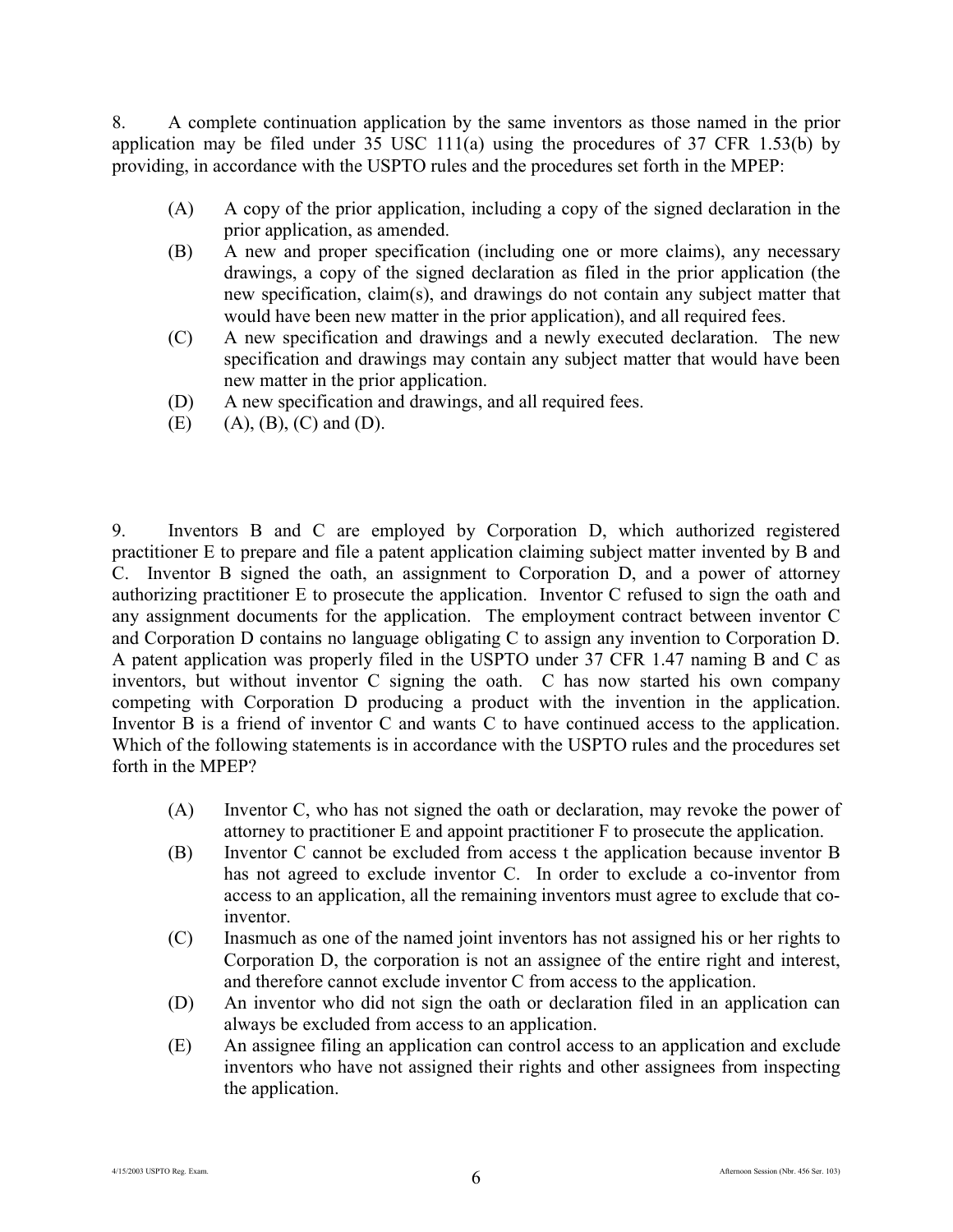8. A complete continuation application by the same inventors as those named in the prior application may be filed under 35 USC 111(a) using the procedures of 37 CFR 1.53(b) by providing, in accordance with the USPTO rules and the procedures set forth in the MPEP:

(A) A copy of the prior application, including a copy of the signed declaration in the prior application, as amended.

(B) A new and proper specification (including one or more claims), any necessary drawings, a copy of the signed declaration as filed in the prior application (the new specification, claim(s), and drawings do not contain any subject matter that would have been new matter in the prior application), and all required fees.

(C) A new specification and drawings and a newly executed declaration. The new specification and drawings may contain any subject matter that would have been new matter in the prior application.

(D) A new specification and drawings, and all required fees.

(E) (A), (B), (C) and (D).

9. Inventors B and C are employed by Corporation D, which authorized registered practitioner E to prepare and file a patent application claiming subject matter invented by B and C. Inventor B signed the oath, an assignment to Corporation D, and a power of attorney authorizing practitioner E to prosecute the application. Inventor C refused to sign the oath and any assignment documents for the application. The employment contract between inventor C and Corporation D contains no language obligating C to assign any invention to Corporation D. A patent application was properly filed in the USPTO under 37 CFR 1.47 naming B and C as inventors, but without inventor C signing the oath. C has now started his own company competing with Corporation D producing a product with the invention in the application. Inventor B is a friend of inventor C and wants C to have continued access to the application. Which of the following statements is in accordance with the USPTO rules and the procedures set forth in the MPEP?

(A) Inventor C, who has not signed the oath or declaration, may revoke the power of attorney to practitioner E and appoint practitioner F to prosecute the application.

(B) Inventor C cannot be excluded from access t the application because inventor B has not agreed to exclude inventor C. In order to exclude a co-inventor from access to an application, all the remaining inventors must agree to exclude that co-inventor.

(C) Inasmuch as one of the named joint inventors has not assigned his or her rights to Corporation D, the corporation is not an assignee of the entire right and interest, and therefore cannot exclude inventor C from access to the application.

(D) An inventor who did not sign the oath or declaration filed in an application can always be excluded from access to an application.

(E) An assignee filing an application can control access to an application and exclude inventors who have not assigned their rights and other assignees from inspecting the application.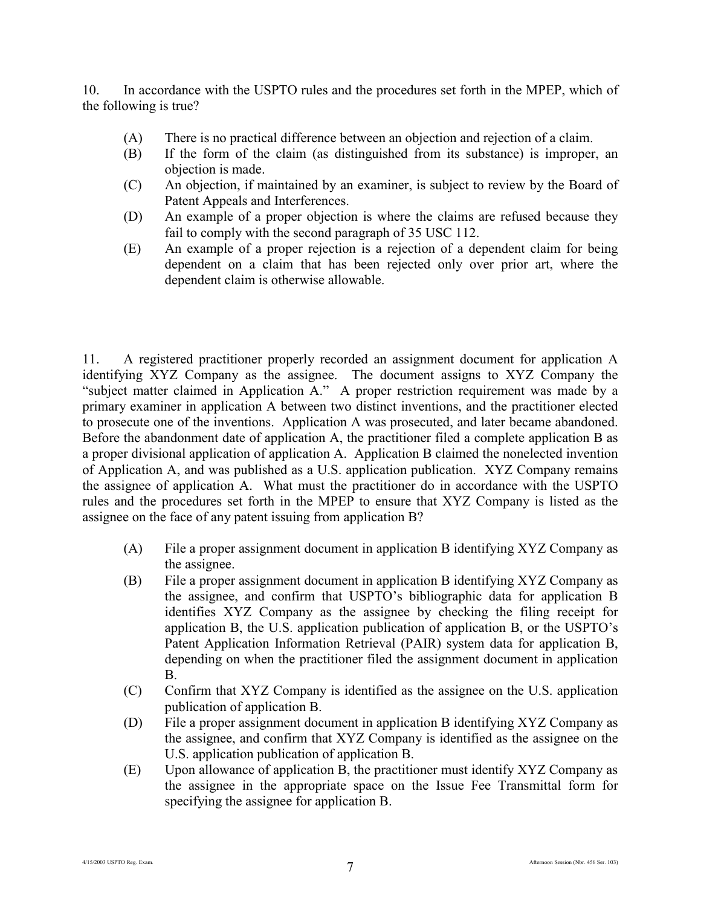10. In accordance with the USPTO rules and the procedures set forth in the MPEP, which of the following is true?

- (A) There is no practical difference between an objection and rejection of a claim.
- (B) If the form of the claim (as distinguished from its substance) is improper, an objection is made.
- (C) An objection, if maintained by an examiner, is subject to review by the Board of Patent Appeals and Interferences.
- (D) An example of a proper objection is where the claims are refused because they fail to comply with the second paragraph of 35 USC 112.
- (E) An example of a proper rejection is a rejection of a dependent claim for being dependent on a claim that has been rejected only over prior art, where the dependent claim is otherwise allowable.

11. A registered practitioner properly recorded an assignment document for application A identifying XYZ Company as the assignee. The document assigns to XYZ Company the "subject matter claimed in Application A." A proper restriction requirement was made by a primary examiner in application A between two distinct inventions, and the practitioner elected to prosecute one of the inventions. Application A was prosecuted, and later became abandoned. Before the abandonment date of application A, the practitioner filed a complete application B as a proper divisional application of application A. Application B claimed the nonelected invention of Application A, and was published as a U.S. application publication. XYZ Company remains the assignee of application A. What must the practitioner do in accordance with the USPTO rules and the procedures set forth in the MPEP to ensure that XYZ Company is listed as the assignee on the face of any patent issuing from application B?

- (A) File a proper assignment document in application B identifying XYZ Company as the assignee.
- (B) File a proper assignment document in application B identifying XYZ Company as the assignee, and confirm that USPTO's bibliographic data for application B identifies XYZ Company as the assignee by checking the filing receipt for application B, the U.S. application publication of application B, or the USPTO's Patent Application Information Retrieval (PAIR) system data for application B, depending on when the practitioner filed the assignment document in application B.
- (C) Confirm that XYZ Company is identified as the assignee on the U.S. application publication of application B.
- (D) File a proper assignment document in application B identifying XYZ Company as the assignee, and confirm that XYZ Company is identified as the assignee on the U.S. application publication of application B.
- (E) Upon allowance of application B, the practitioner must identify XYZ Company as the assignee in the appropriate space on the Issue Fee Transmittal form for specifying the assignee for application B.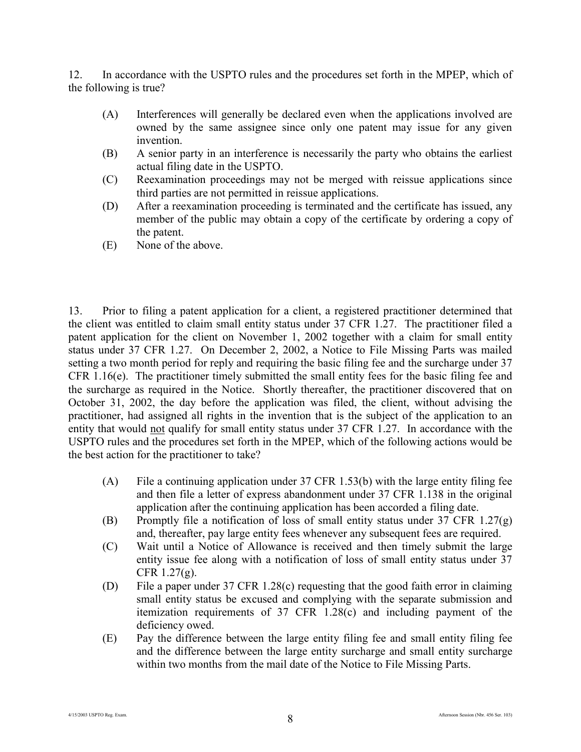12. In accordance with the USPTO rules and the procedures set forth in the MPEP, which of the following is true?

(A) Interferences will generally be declared even when the applications involved are owned by the same assignee since only one patent may issue for any given invention.

(B) A senior party in an interference is necessarily the party who obtains the earliest actual filing date in the USPTO.

(C) Reexamination proceedings may not be merged with reissue applications since third parties are not permitted in reissue applications.

(D) After a reexamination proceeding is terminated and the certificate has issued, any member of the public may obtain a copy of the certificate by ordering a copy of the patent.

(E) None of the above.

13. Prior to filing a patent application for a client, a registered practitioner determined that the client was entitled to claim small entity status under 37 CFR 1.27. The practitioner filed a patent application for the client on November 1, 2002 together with a claim for small entity status under 37 CFR 1.27. On December 2, 2002, a Notice to File Missing Parts was mailed setting a two month period for reply and requiring the basic filing fee and the surcharge under 37 CFR 1.16(e). The practitioner timely submitted the small entity fees for the basic filing fee and the surcharge as required in the Notice. Shortly thereafter, the practitioner discovered that on October 31, 2002, the day before the application was filed, the client, without advising the practitioner, had assigned all rights in the invention that is the subject of the application to an entity that would <u>not</u> qualify for small entity status under 37 CFR 1.27. In accordance with the USPTO rules and the procedures set forth in the MPEP, which of the following actions would be the best action for the practitioner to take?

(A) File a continuing application under 37 CFR 1.53(b) with the large entity filing fee and then file a letter of express abandonment under 37 CFR 1.138 in the original application after the continuing application has been accorded a filing date.

(B) Promptly file a notification of loss of small entity status under 37 CFR 1.27(g) and, thereafter, pay large entity fees whenever any subsequent fees are required.

(C) Wait until a Notice of Allowance is received and then timely submit the large entity issue fee along with a notification of loss of small entity status under 37 CFR 1.27(g).

(D) File a paper under 37 CFR 1.28(c) requesting that the good faith error in claiming small entity status be excused and complying with the separate submission and itemization requirements of 37 CFR 1.28(c) and including payment of the deficiency owed.

(E) Pay the difference between the large entity filing fee and small entity filing fee and the difference between the large entity surcharge and small entity surcharge within two months from the mail date of the Notice to File Missing Parts.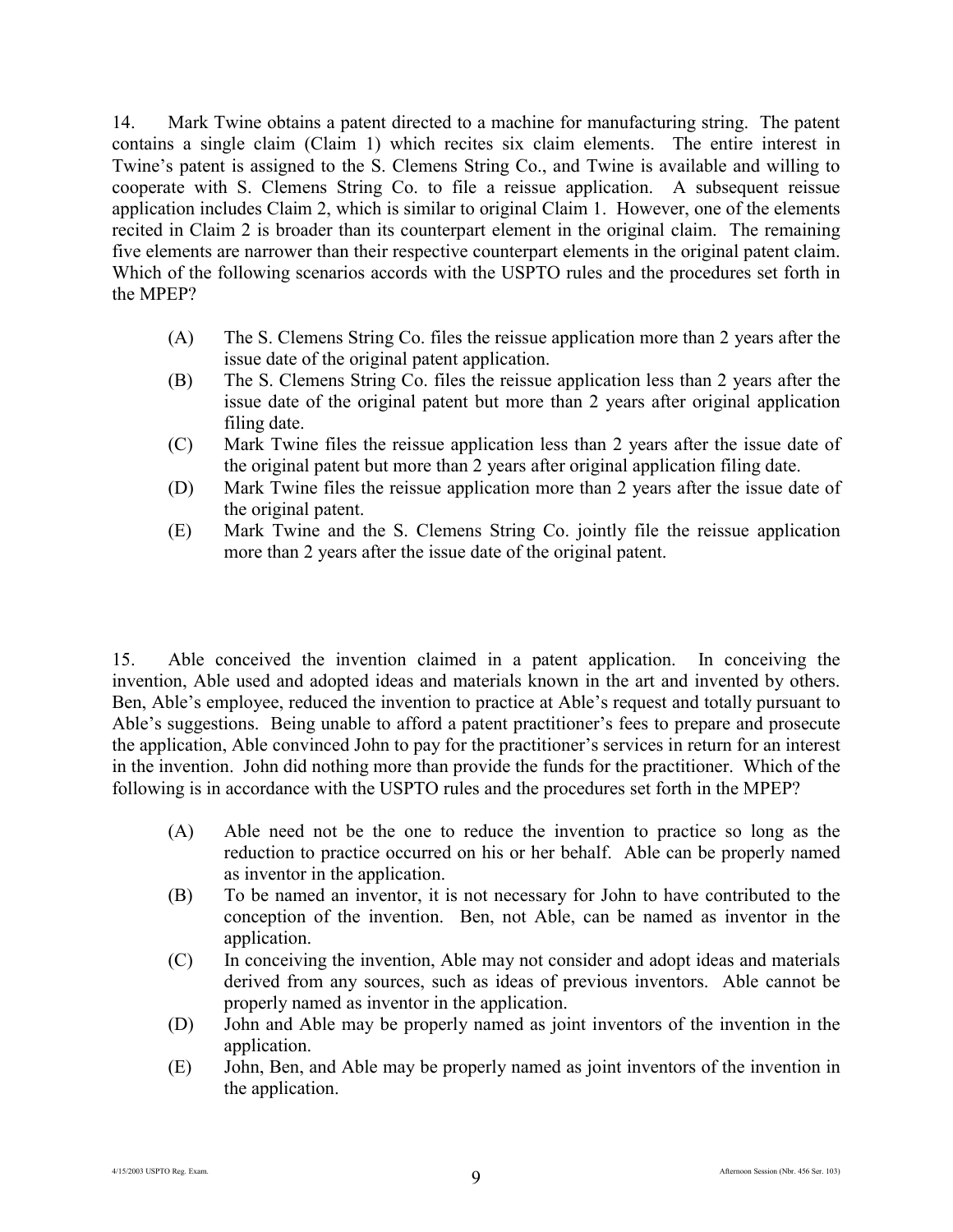14. Mark Twine obtains a patent directed to a machine for manufacturing string. The patent contains a single claim (Claim 1) which recites six claim elements. The entire interest in Twine's patent is assigned to the S. Clemens String Co., and Twine is available and willing to cooperate with S. Clemens String Co. to file a reissue application. A subsequent reissue application includes Claim 2, which is similar to original Claim 1. However, one of the elements recited in Claim 2 is broader than its counterpart element in the original claim. The remaining five elements are narrower than their respective counterpart elements in the original patent claim. Which of the following scenarios accords with the USPTO rules and the procedures set forth in the MPEP?

- (A) The S. Clemens String Co. files the reissue application more than 2 years after the issue date of the original patent application.
- (B) The S. Clemens String Co. files the reissue application less than 2 years after the issue date of the original patent but more than 2 years after original application filing date.
- (C) Mark Twine files the reissue application less than 2 years after the issue date of the original patent but more than 2 years after original application filing date.
- (D) Mark Twine files the reissue application more than 2 years after the issue date of the original patent.
- (E) Mark Twine and the S. Clemens String Co. jointly file the reissue application more than 2 years after the issue date of the original patent.

15. Able conceived the invention claimed in a patent application. In conceiving the invention, Able used and adopted ideas and materials known in the art and invented by others. Ben, Able's employee, reduced the invention to practice at Able's request and totally pursuant to Able's suggestions. Being unable to afford a patent practitioner's fees to prepare and prosecute the application, Able convinced John to pay for the practitioner's services in return for an interest in the invention. John did nothing more than provide the funds for the practitioner. Which of the following is in accordance with the USPTO rules and the procedures set forth in the MPEP?

- (A) Able need not be the one to reduce the invention to practice so long as the reduction to practice occurred on his or her behalf. Able can be properly named as inventor in the application.
- (B) To be named an inventor, it is not necessary for John to have contributed to the conception of the invention. Ben, not Able, can be named as inventor in the application.
- (C) In conceiving the invention, Able may not consider and adopt ideas and materials derived from any sources, such as ideas of previous inventors. Able cannot be properly named as inventor in the application.
- (D) John and Able may be properly named as joint inventors of the invention in the application.
- (E) John, Ben, and Able may be properly named as joint inventors of the invention in the application.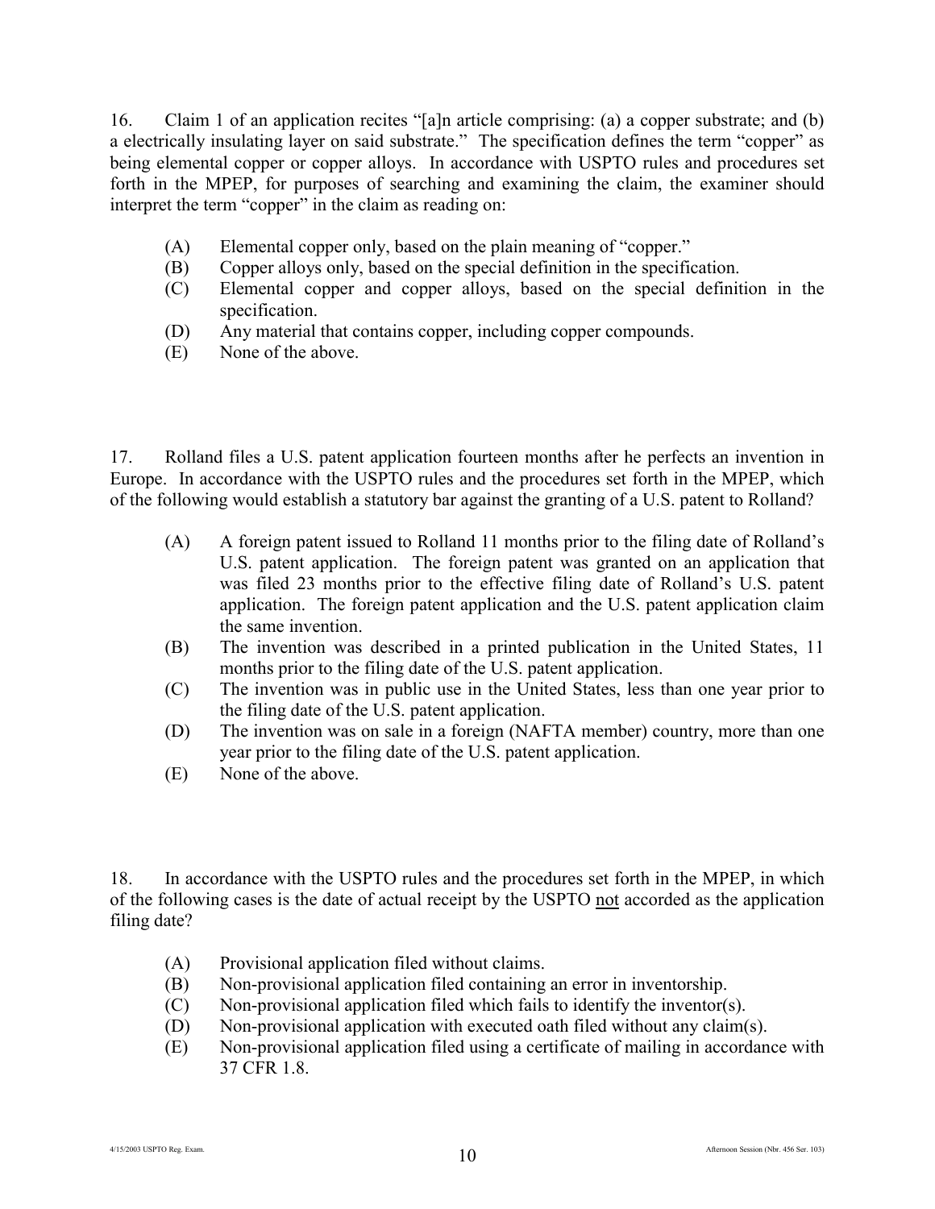16. Claim 1 of an application recites "[a]n article comprising: (a) a copper substrate; and (b) a electrically insulating layer on said substrate." The specification defines the term "copper" as being elemental copper or copper alloys. In accordance with USPTO rules and procedures set forth in the MPEP, for purposes of searching and examining the claim, the examiner should interpret the term "copper" in the claim as reading on:

- (A) Elemental copper only, based on the plain meaning of "copper."
- (B) Copper alloys only, based on the special definition in the specification.
- (C) Elemental copper and copper alloys, based on the special definition in the specification.
- (D) Any material that contains copper, including copper compounds.
- (E) None of the above.

17. Rolland files a U.S. patent application fourteen months after he perfects an invention in Europe. In accordance with the USPTO rules and the procedures set forth in the MPEP, which of the following would establish a statutory bar against the granting of a U.S. patent to Rolland?

- (A) A foreign patent issued to Rolland 11 months prior to the filing date of Rolland's U.S. patent application. The foreign patent was granted on an application that was filed 23 months prior to the effective filing date of Rolland's U.S. patent application. The foreign patent application and the U.S. patent application claim the same invention.
- (B) The invention was described in a printed publication in the United States, 11 months prior to the filing date of the U.S. patent application.
- (C) The invention was in public use in the United States, less than one year prior to the filing date of the U.S. patent application.
- (D) The invention was on sale in a foreign (NAFTA member) country, more than one year prior to the filing date of the U.S. patent application.
- (E) None of the above.

18. In accordance with the USPTO rules and the procedures set forth in the MPEP, in which of the following cases is the date of actual receipt by the USPTO <u>not</u> accorded as the application filing date?

- (A) Provisional application filed without claims.
- (B) Non-provisional application filed containing an error in inventorship.
- (C) Non-provisional application filed which fails to identify the inventor(s).
- (D) Non-provisional application with executed oath filed without any claim(s).
- (E) Non-provisional application filed using a certificate of mailing in accordance with 37 CFR 1.8.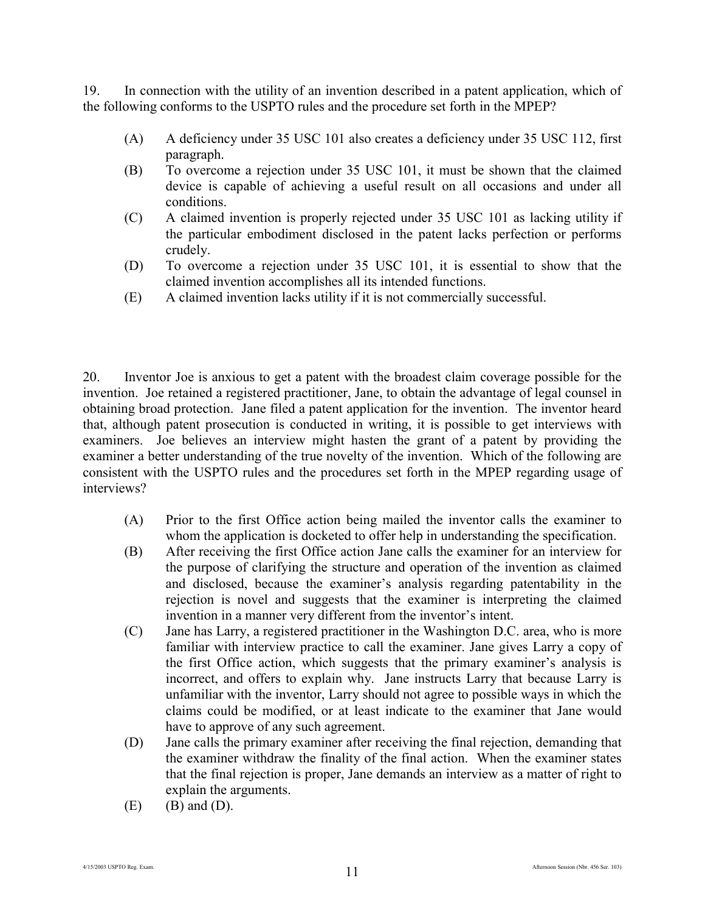19. In connection with the utility of an invention described in a patent application, which of the following conforms to the USPTO rules and the procedure set forth in the MPEP?

- (A) A deficiency under 35 USC 101 also creates a deficiency under 35 USC 112, first paragraph.
- (B) To overcome a rejection under 35 USC 101, it must be shown that the claimed device is capable of achieving a useful result on all occasions and under all conditions.
- (C) A claimed invention is properly rejected under 35 USC 101 as lacking utility if the particular embodiment disclosed in the patent lacks perfection or performs crudely.
- (D) To overcome a rejection under 35 USC 101, it is essential to show that the claimed invention accomplishes all its intended functions.
- (E) A claimed invention lacks utility if it is not commercially successful.

20. Inventor Joe is anxious to get a patent with the broadest claim coverage possible for the invention. Joe retained a registered practitioner, Jane, to obtain the advantage of legal counsel in obtaining broad protection. Jane filed a patent application for the invention. The inventor heard that, although patent prosecution is conducted in writing, it is possible to get interviews with examiners. Joe believes an interview might hasten the grant of a patent by providing the examiner a better understanding of the true novelty of the invention. Which of the following are consistent with the USPTO rules and the procedures set forth in the MPEP regarding usage of interviews?

- (A) Prior to the first Office action being mailed the inventor calls the examiner to whom the application is docketed to offer help in understanding the specification.
- (B) After receiving the first Office action Jane calls the examiner for an interview for the purpose of clarifying the structure and operation of the invention as claimed and disclosed, because the examiner's analysis regarding patentability in the rejection is novel and suggests that the examiner is interpreting the claimed invention in a manner very different from the inventor's intent.
- (C) Jane has Larry, a registered practitioner in the Washington D.C. area, who is more familiar with interview practice to call the examiner. Jane gives Larry a copy of the first Office action, which suggests that the primary examiner's analysis is incorrect, and offers to explain why. Jane instructs Larry that because Larry is unfamiliar with the inventor, Larry should not agree to possible ways in which the claims could be modified, or at least indicate to the examiner that Jane would have to approve of any such agreement.
- (D) Jane calls the primary examiner after receiving the final rejection, demanding that the examiner withdraw the finality of the final action. When the examiner states that the final rejection is proper, Jane demands an interview as a matter of right to explain the arguments.
- (E) (B) and (D).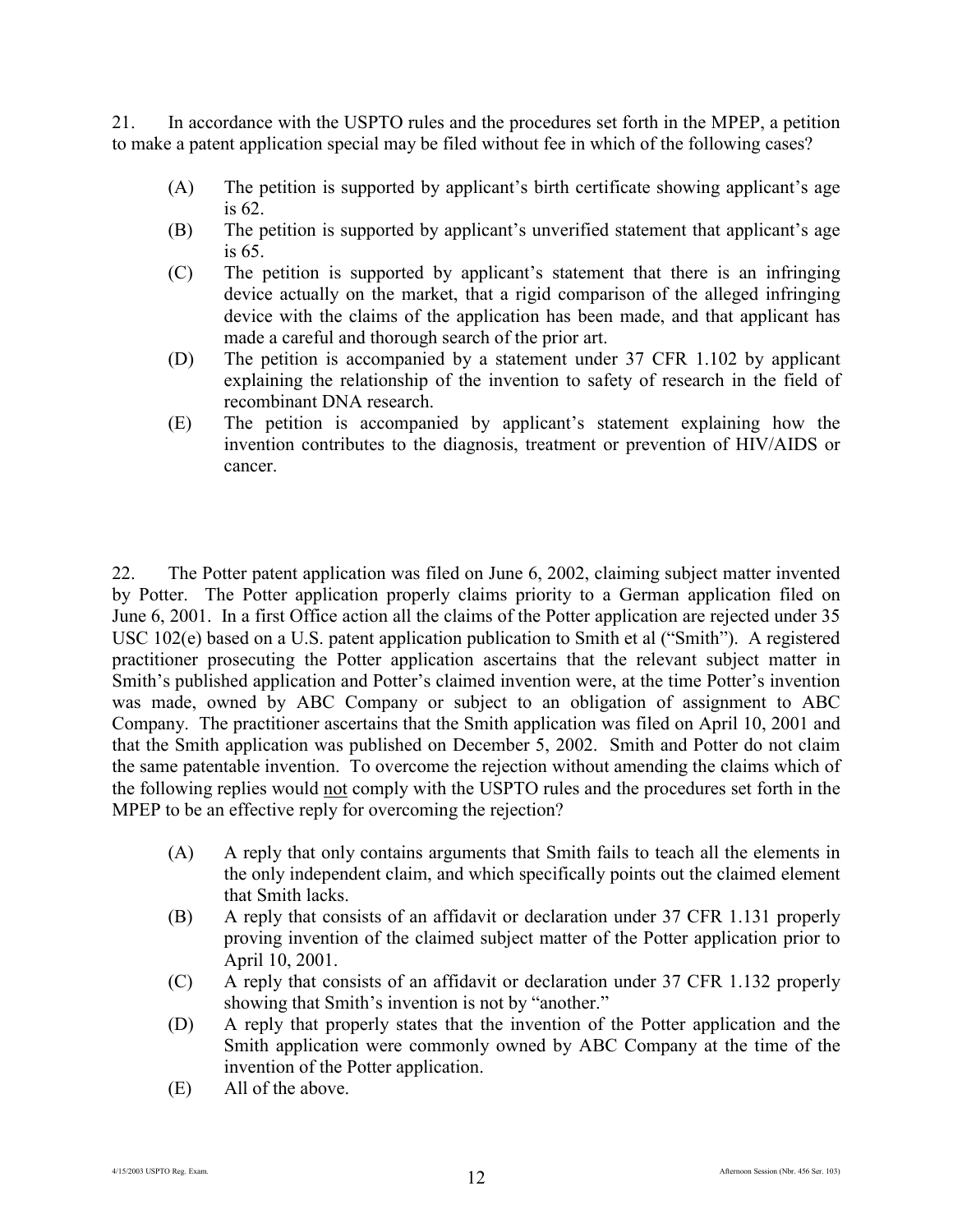21. In accordance with the USPTO rules and the procedures set forth in the MPEP, a petition to make a patent application special may be filed without fee in which of the following cases?

(A) The petition is supported by applicant's birth certificate showing applicant's age is 62.

(B) The petition is supported by applicant's unverified statement that applicant's age is 65.

(C) The petition is supported by applicant's statement that there is an infringing device actually on the market, that a rigid comparison of the alleged infringing device with the claims of the application has been made, and that applicant has made a careful and thorough search of the prior art.

(D) The petition is accompanied by a statement under 37 CFR 1.102 by applicant explaining the relationship of the invention to safety of research in the field of recombinant DNA research.

(E) The petition is accompanied by applicant's statement explaining how the invention contributes to the diagnosis, treatment or prevention of HIV/AIDS or cancer.

22. The Potter patent application was filed on June 6, 2002, claiming subject matter invented by Potter. The Potter application properly claims priority to a German application filed on June 6, 2001. In a first Office action all the claims of the Potter application are rejected under 35 USC 102(e) based on a U.S. patent application publication to Smith et al ("Smith"). A registered practitioner prosecuting the Potter application ascertains that the relevant subject matter in Smith's published application and Potter's claimed invention were, at the time Potter's invention was made, owned by ABC Company or subject to an obligation of assignment to ABC Company. The practitioner ascertains that the Smith application was filed on April 10, 2001 and that the Smith application was published on December 5, 2002. Smith and Potter do not claim the same patentable invention. To overcome the rejection without amending the claims which of the following replies would <u>not</u> comply with the USPTO rules and the procedures set forth in the MPEP to be an effective reply for overcoming the rejection?

(A) A reply that only contains arguments that Smith fails to teach all the elements in the only independent claim, and which specifically points out the claimed element that Smith lacks.

(B) A reply that consists of an affidavit or declaration under 37 CFR 1.131 properly proving invention of the claimed subject matter of the Potter application prior to April 10, 2001.

(C) A reply that consists of an affidavit or declaration under 37 CFR 1.132 properly showing that Smith's invention is not by "another."

(D) A reply that properly states that the invention of the Potter application and the Smith application were commonly owned by ABC Company at the time of the invention of the Potter application.

(E) All of the above.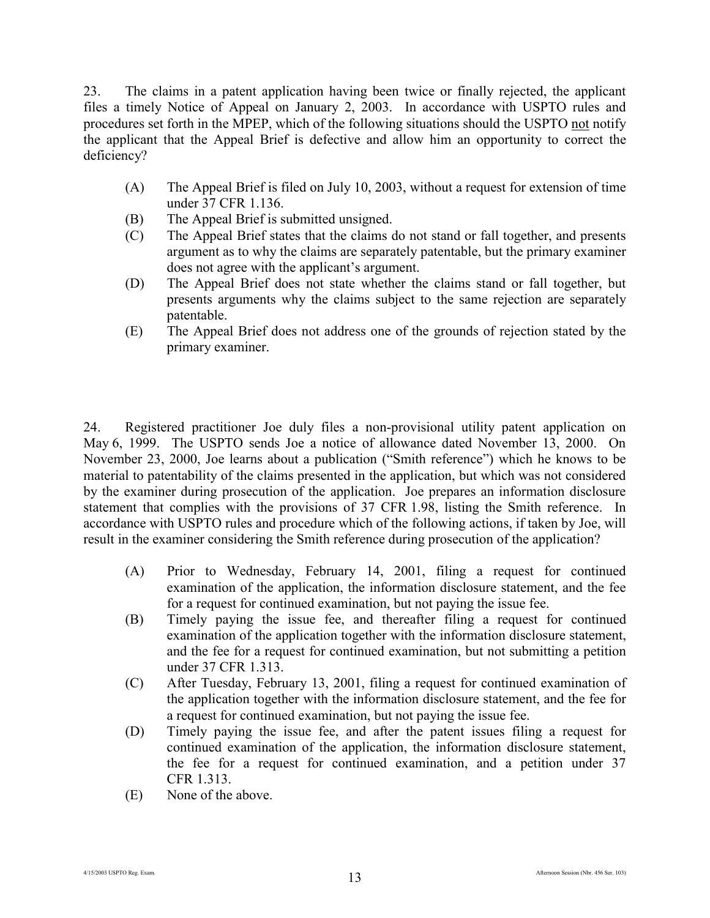23. The claims in a patent application having been twice or finally rejected, the applicant files a timely Notice of Appeal on January 2, 2003. In accordance with USPTO rules and procedures set forth in the MPEP, which of the following situations should the USPTO not notify the applicant that the Appeal Brief is defective and allow him an opportunity to correct the deficiency?

(A) The Appeal Brief is filed on July 10, 2003, without a request for extension of time under 37 CFR 1.136.
(B) The Appeal Brief is submitted unsigned.
(C) The Appeal Brief states that the claims do not stand or fall together, and presents argument as to why the claims are separately patentable, but the primary examiner does not agree with the applicant's argument.
(D) The Appeal Brief does not state whether the claims stand or fall together, but presents arguments why the claims subject to the same rejection are separately patentable.
(E) The Appeal Brief does not address one of the grounds of rejection stated by the primary examiner.

24. Registered practitioner Joe duly files a non-provisional utility patent application on May 6, 1999. The USPTO sends Joe a notice of allowance dated November 13, 2000. On November 23, 2000, Joe learns about a publication ("Smith reference") which he knows to be material to patentability of the claims presented in the application, but which was not considered by the examiner during prosecution of the application. Joe prepares an information disclosure statement that complies with the provisions of 37 CFR 1.98, listing the Smith reference. In accordance with USPTO rules and procedure which of the following actions, if taken by Joe, will result in the examiner considering the Smith reference during prosecution of the application?

(A) Prior to Wednesday, February 14, 2001, filing a request for continued examination of the application, the information disclosure statement, and the fee for a request for continued examination, but not paying the issue fee.
(B) Timely paying the issue fee, and thereafter filing a request for continued examination of the application together with the information disclosure statement, and the fee for a request for continued examination, but not submitting a petition under 37 CFR 1.313.
(C) After Tuesday, February 13, 2001, filing a request for continued examination of the application together with the information disclosure statement, and the fee for a request for continued examination, but not paying the issue fee.
(D) Timely paying the issue fee, and after the patent issues filing a request for continued examination of the application, the information disclosure statement, the fee for a request for continued examination, and a petition under 37 CFR 1.313.
(E) None of the above.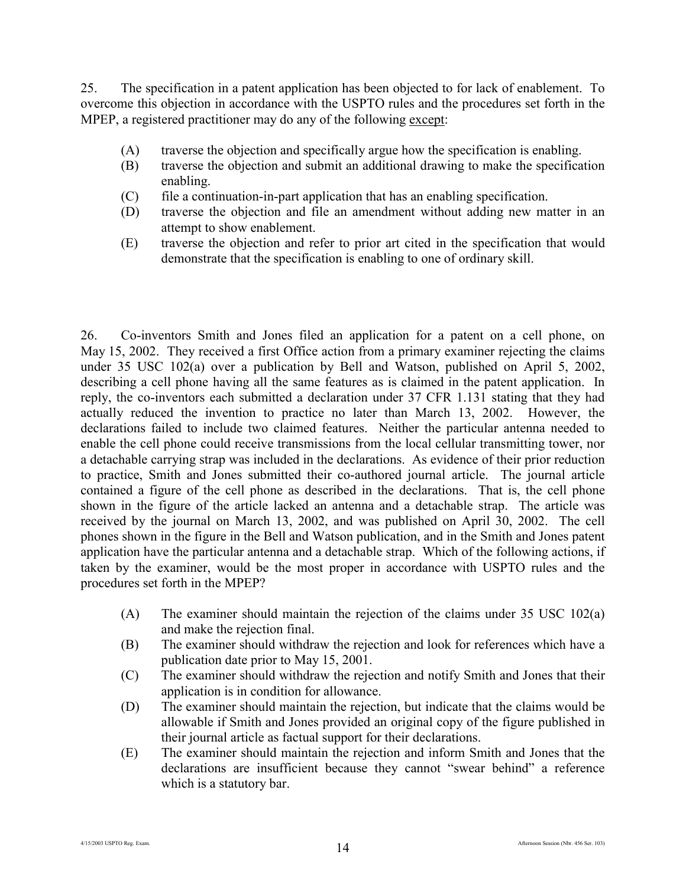25. The specification in a patent application has been objected to for lack of enablement. To overcome this objection in accordance with the USPTO rules and the procedures set forth in the MPEP, a registered practitioner may do any of the following <u>except</u>:

(A) traverse the objection and specifically argue how the specification is enabling.
(B) traverse the objection and submit an additional drawing to make the specification enabling.
(C) file a continuation-in-part application that has an enabling specification.
(D) traverse the objection and file an amendment without adding new matter in an attempt to show enablement.
(E) traverse the objection and refer to prior art cited in the specification that would demonstrate that the specification is enabling to one of ordinary skill.

26. Co-inventors Smith and Jones filed an application for a patent on a cell phone, on May 15, 2002. They received a first Office action from a primary examiner rejecting the claims under 35 USC 102(a) over a publication by Bell and Watson, published on April 5, 2002, describing a cell phone having all the same features as is claimed in the patent application. In reply, the co-inventors each submitted a declaration under 37 CFR 1.131 stating that they had actually reduced the invention to practice no later than March 13, 2002. However, the declarations failed to include two claimed features. Neither the particular antenna needed to enable the cell phone could receive transmissions from the local cellular transmitting tower, nor a detachable carrying strap was included in the declarations. As evidence of their prior reduction to practice, Smith and Jones submitted their co-authored journal article. The journal article contained a figure of the cell phone as described in the declarations. That is, the cell phone shown in the figure of the article lacked an antenna and a detachable strap. The article was received by the journal on March 13, 2002, and was published on April 30, 2002. The cell phones shown in the figure in the Bell and Watson publication, and in the Smith and Jones patent application have the particular antenna and a detachable strap. Which of the following actions, if taken by the examiner, would be the most proper in accordance with USPTO rules and the procedures set forth in the MPEP?

(A) The examiner should maintain the rejection of the claims under 35 USC 102(a) and make the rejection final.
(B) The examiner should withdraw the rejection and look for references which have a publication date prior to May 15, 2001.
(C) The examiner should withdraw the rejection and notify Smith and Jones that their application is in condition for allowance.
(D) The examiner should maintain the rejection, but indicate that the claims would be allowable if Smith and Jones provided an original copy of the figure published in their journal article as factual support for their declarations.
(E) The examiner should maintain the rejection and inform Smith and Jones that the declarations are insufficient because they cannot "swear behind" a reference which is a statutory bar.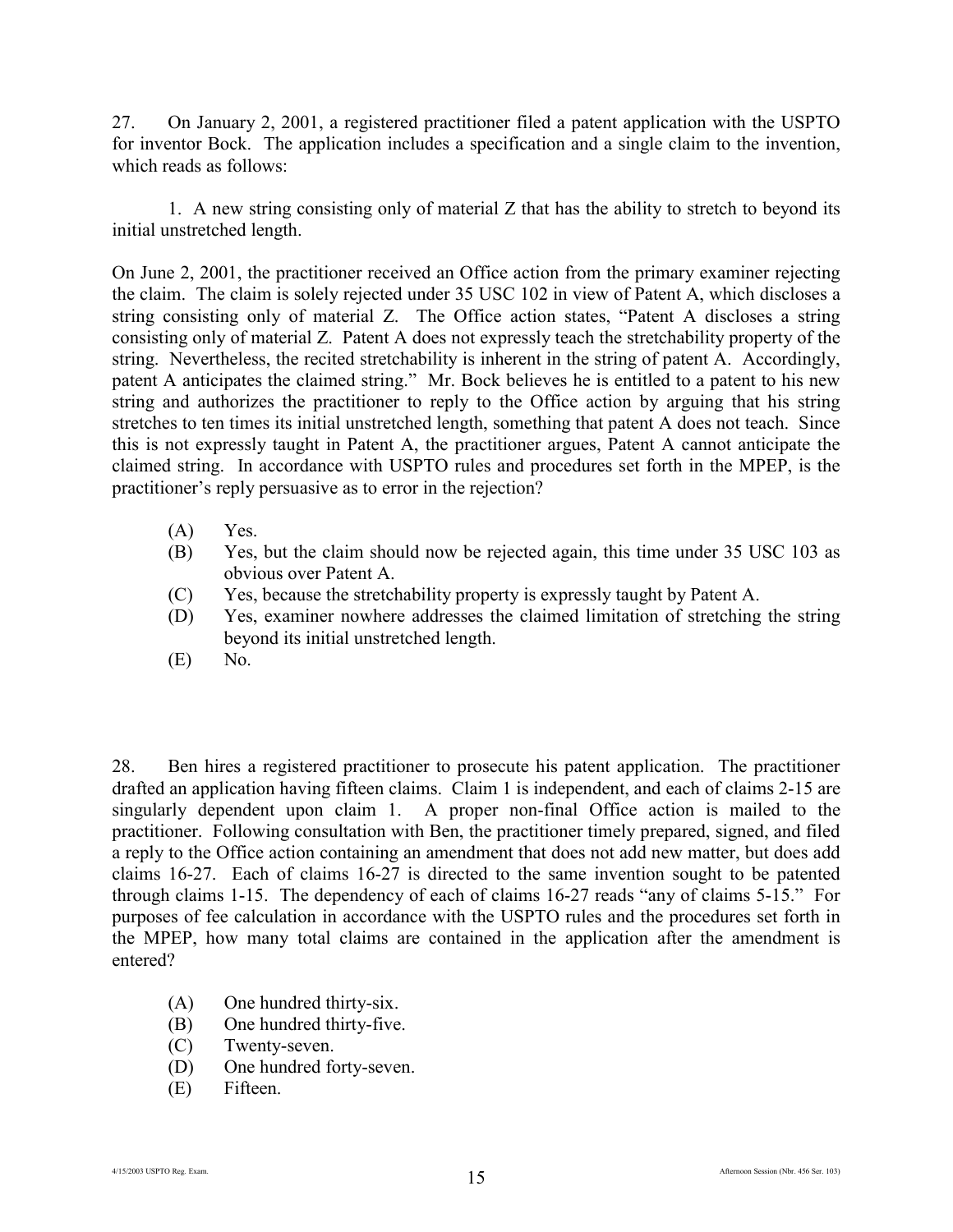27. On January 2, 2001, a registered practitioner filed a patent application with the USPTO for inventor Bock. The application includes a specification and a single claim to the invention, which reads as follows:

1. A new string consisting only of material Z that has the ability to stretch to beyond its initial unstretched length.

On June 2, 2001, the practitioner received an Office action from the primary examiner rejecting the claim. The claim is solely rejected under 35 USC 102 in view of Patent A, which discloses a string consisting only of material Z. The Office action states, "Patent A discloses a string consisting only of material Z. Patent A does not expressly teach the stretchability property of the string. Nevertheless, the recited stretchability is inherent in the string of patent A. Accordingly, patent A anticipates the claimed string." Mr. Bock believes he is entitled to a patent to his new string and authorizes the practitioner to reply to the Office action by arguing that his string stretches to ten times its initial unstretched length, something that patent A does not teach. Since this is not expressly taught in Patent A, the practitioner argues, Patent A cannot anticipate the claimed string. In accordance with USPTO rules and procedures set forth in the MPEP, is the practitioner's reply persuasive as to error in the rejection?

(A) Yes.
(B) Yes, but the claim should now be rejected again, this time under 35 USC 103 as obvious over Patent A.
(C) Yes, because the stretchability property is expressly taught by Patent A.
(D) Yes, examiner nowhere addresses the claimed limitation of stretching the string beyond its initial unstretched length.
(E) No.

28. Ben hires a registered practitioner to prosecute his patent application. The practitioner drafted an application having fifteen claims. Claim 1 is independent, and each of claims 2-15 are singularly dependent upon claim 1. A proper non-final Office action is mailed to the practitioner. Following consultation with Ben, the practitioner timely prepared, signed, and filed a reply to the Office action containing an amendment that does not add new matter, but does add claims 16-27. Each of claims 16-27 is directed to the same invention sought to be patented through claims 1-15. The dependency of each of claims 16-27 reads "any of claims 5-15." For purposes of fee calculation in accordance with the USPTO rules and the procedures set forth in the MPEP, how many total claims are contained in the application after the amendment is entered?

(A) One hundred thirty-six.
(B) One hundred thirty-five.
(C) Twenty-seven.
(D) One hundred forty-seven.
(E) Fifteen.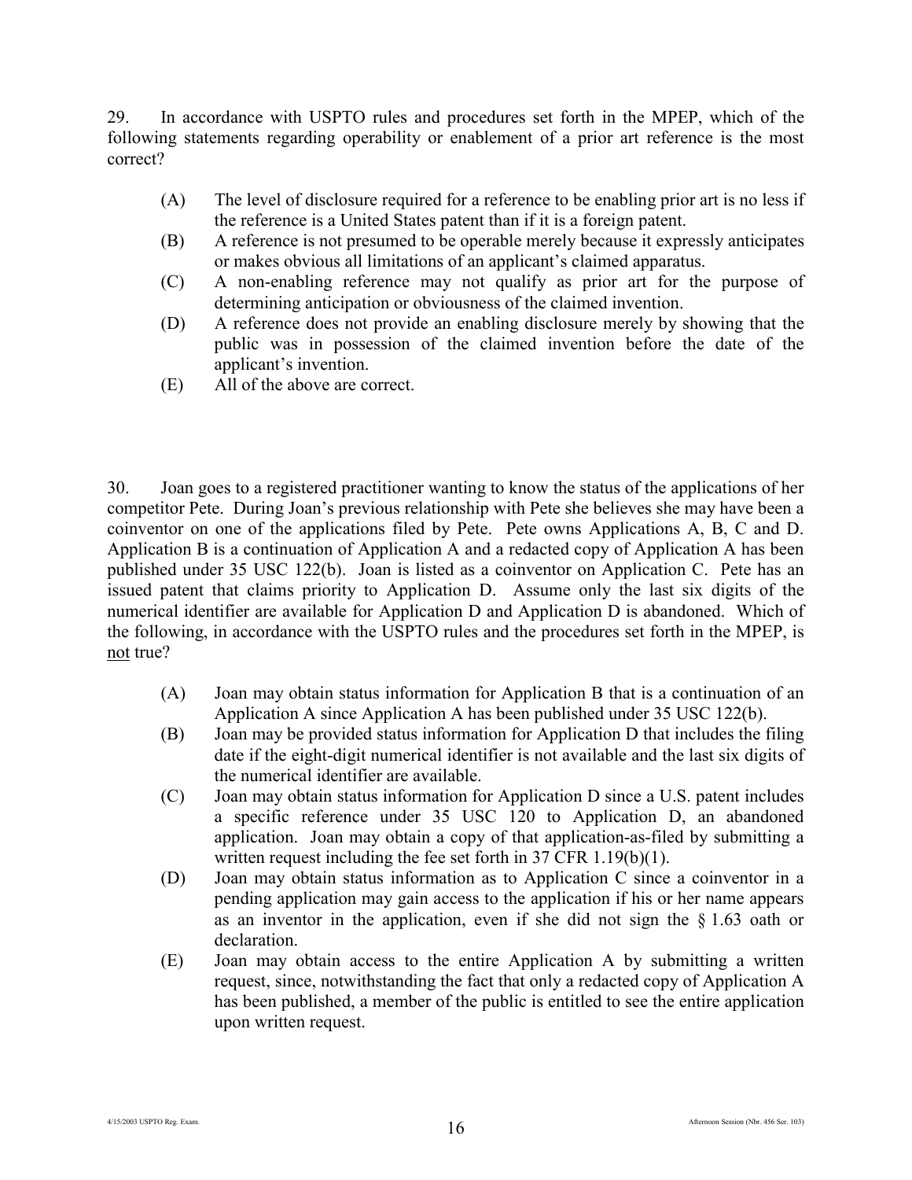29. In accordance with USPTO rules and procedures set forth in the MPEP, which of the following statements regarding operability or enablement of a prior art reference is the most correct?

(A) The level of disclosure required for a reference to be enabling prior art is no less if the reference is a United States patent than if it is a foreign patent.

(B) A reference is not presumed to be operable merely because it expressly anticipates or makes obvious all limitations of an applicant's claimed apparatus.

(C) A non-enabling reference may not qualify as prior art for the purpose of determining anticipation or obviousness of the claimed invention.

(D) A reference does not provide an enabling disclosure merely by showing that the public was in possession of the claimed invention before the date of the applicant's invention.

(E) All of the above are correct.

30. Joan goes to a registered practitioner wanting to know the status of the applications of her competitor Pete. During Joan's previous relationship with Pete she believes she may have been a coinventor on one of the applications filed by Pete. Pete owns Applications A, B, C and D. Application B is a continuation of Application A and a redacted copy of Application A has been published under 35 USC 122(b). Joan is listed as a coinventor on Application C. Pete has an issued patent that claims priority to Application D. Assume only the last six digits of the numerical identifier are available for Application D and Application D is abandoned. Which of the following, in accordance with the USPTO rules and the procedures set forth in the MPEP, is not true?

(A) Joan may obtain status information for Application B that is a continuation of an Application A since Application A has been published under 35 USC 122(b).

(B) Joan may be provided status information for Application D that includes the filing date if the eight-digit numerical identifier is not available and the last six digits of the numerical identifier are available.

(C) Joan may obtain status information for Application D since a U.S. patent includes a specific reference under 35 USC 120 to Application D, an abandoned application. Joan may obtain a copy of that application-as-filed by submitting a written request including the fee set forth in 37 CFR 1.19(b)(1).

(D) Joan may obtain status information as to Application C since a coinventor in a pending application may gain access to the application if his or her name appears as an inventor in the application, even if she did not sign the § 1.63 oath or declaration.

(E) Joan may obtain access to the entire Application A by submitting a written request, since, notwithstanding the fact that only a redacted copy of Application A has been published, a member of the public is entitled to see the entire application upon written request.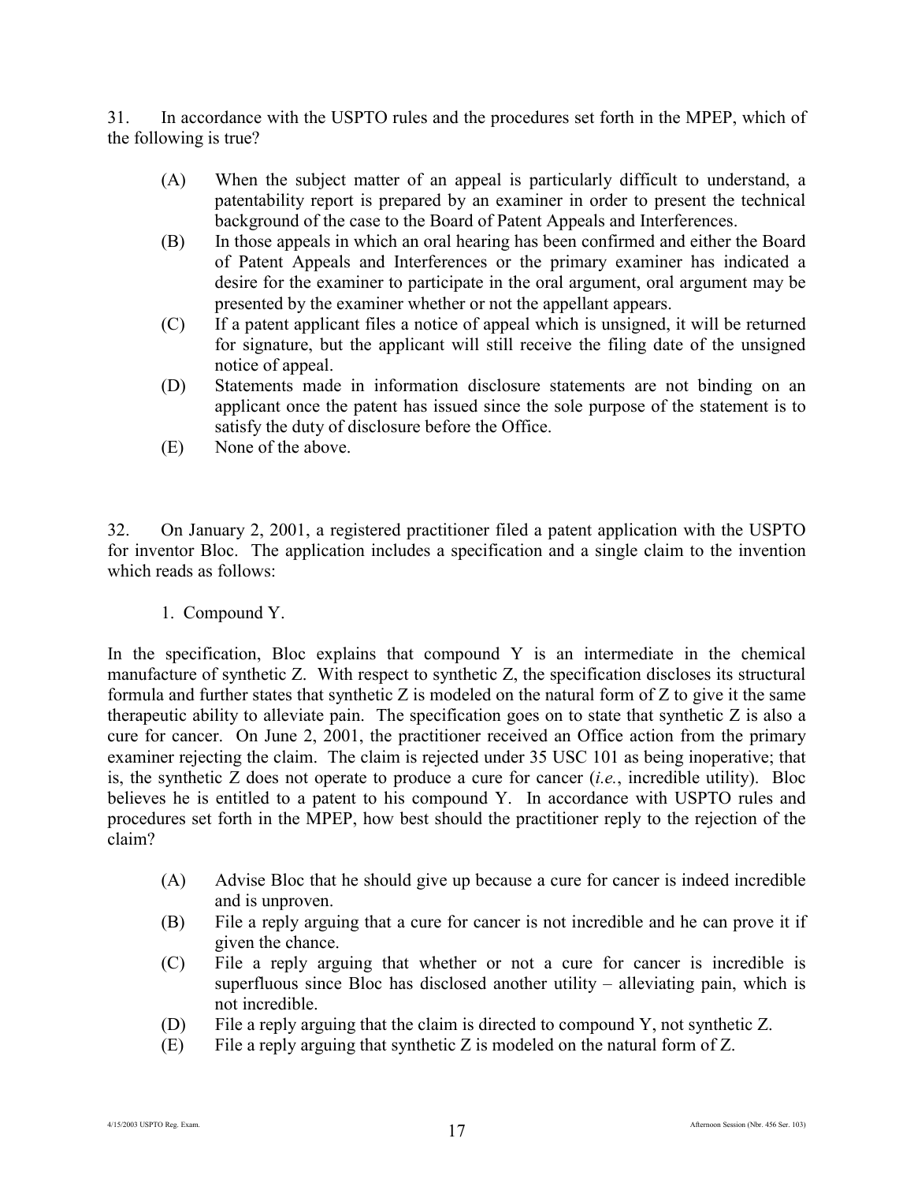31. In accordance with the USPTO rules and the procedures set forth in the MPEP, which of the following is true?

(A) When the subject matter of an appeal is particularly difficult to understand, a patentability report is prepared by an examiner in order to present the technical background of the case to the Board of Patent Appeals and Interferences.

(B) In those appeals in which an oral hearing has been confirmed and either the Board of Patent Appeals and Interferences or the primary examiner has indicated a desire for the examiner to participate in the oral argument, oral argument may be presented by the examiner whether or not the appellant appears.

(C) If a patent applicant files a notice of appeal which is unsigned, it will be returned for signature, but the applicant will still receive the filing date of the unsigned notice of appeal.

(D) Statements made in information disclosure statements are not binding on an applicant once the patent has issued since the sole purpose of the statement is to satisfy the duty of disclosure before the Office.

(E) None of the above.

32. On January 2, 2001, a registered practitioner filed a patent application with the USPTO for inventor Bloc. The application includes a specification and a single claim to the invention which reads as follows:

1. Compound Y.

In the specification, Bloc explains that compound Y is an intermediate in the chemical manufacture of synthetic Z. With respect to synthetic Z, the specification discloses its structural formula and further states that synthetic Z is modeled on the natural form of Z to give it the same therapeutic ability to alleviate pain. The specification goes on to state that synthetic Z is also a cure for cancer. On June 2, 2001, the practitioner received an Office action from the primary examiner rejecting the claim. The claim is rejected under 35 USC 101 as being inoperative; that is, the synthetic Z does not operate to produce a cure for cancer (*i.e.*, incredible utility). Bloc believes he is entitled to a patent to his compound Y. In accordance with USPTO rules and procedures set forth in the MPEP, how best should the practitioner reply to the rejection of the claim?

(A) Advise Bloc that he should give up because a cure for cancer is indeed incredible and is unproven.

(B) File a reply arguing that a cure for cancer is not incredible and he can prove it if given the chance.

(C) File a reply arguing that whether or not a cure for cancer is incredible is superfluous since Bloc has disclosed another utility – alleviating pain, which is not incredible.

(D) File a reply arguing that the claim is directed to compound Y, not synthetic Z.

(E) File a reply arguing that synthetic Z is modeled on the natural form of Z.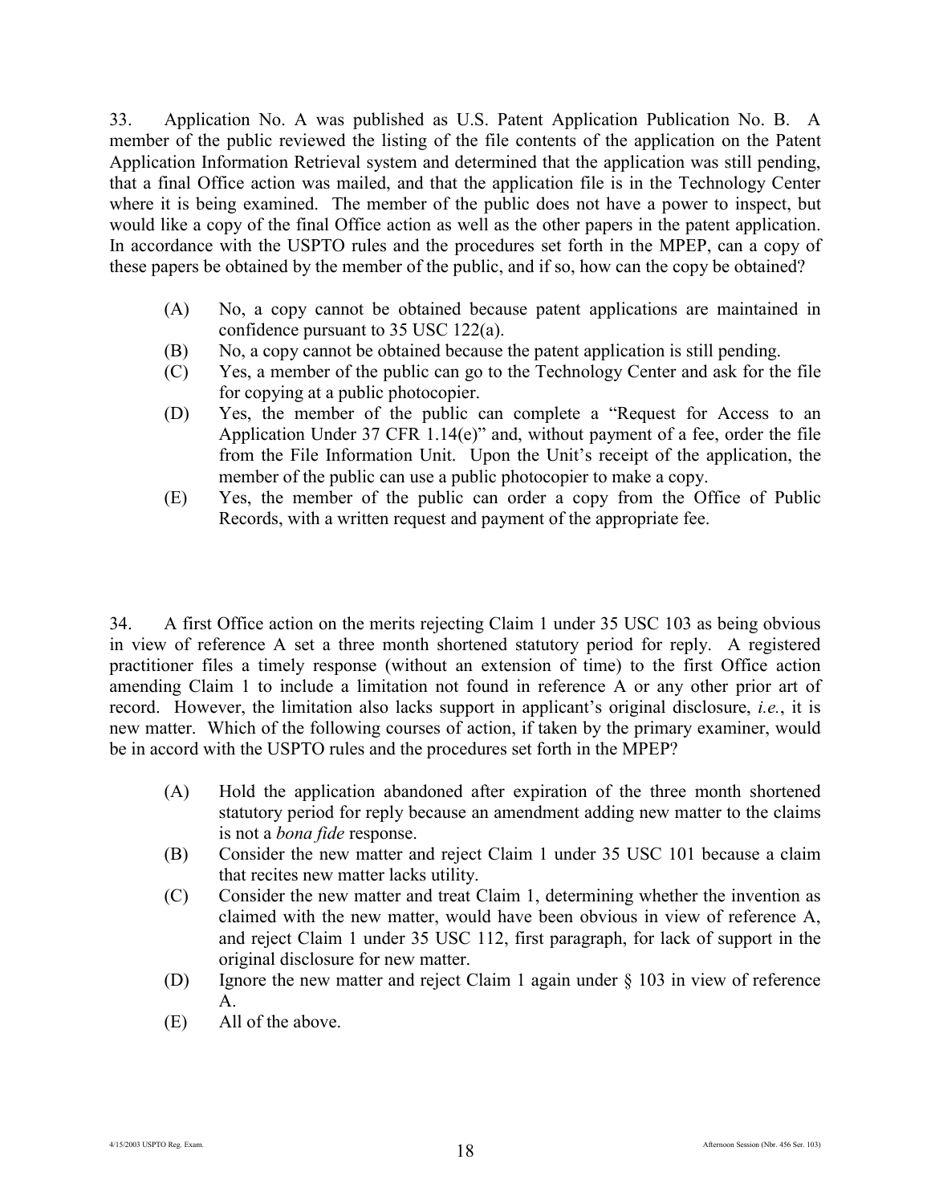33. Application No. A was published as U.S. Patent Application Publication No. B. A member of the public reviewed the listing of the file contents of the application on the Patent Application Information Retrieval system and determined that the application was still pending, that a final Office action was mailed, and that the application file is in the Technology Center where it is being examined. The member of the public does not have a power to inspect, but would like a copy of the final Office action as well as the other papers in the patent application. In accordance with the USPTO rules and the procedures set forth in the MPEP, can a copy of these papers be obtained by the member of the public, and if so, how can the copy be obtained?

- (A) No, a copy cannot be obtained because patent applications are maintained in confidence pursuant to 35 USC 122(a).
- (B) No, a copy cannot be obtained because the patent application is still pending.
- (C) Yes, a member of the public can go to the Technology Center and ask for the file for copying at a public photocopier.
- (D) Yes, the member of the public can complete a "Request for Access to an Application Under 37 CFR 1.14(e)" and, without payment of a fee, order the file from the File Information Unit. Upon the Unit's receipt of the application, the member of the public can use a public photocopier to make a copy.
- (E) Yes, the member of the public can order a copy from the Office of Public Records, with a written request and payment of the appropriate fee.

34. A first Office action on the merits rejecting Claim 1 under 35 USC 103 as being obvious in view of reference A set a three month shortened statutory period for reply. A registered practitioner files a timely response (without an extension of time) to the first Office action amending Claim 1 to include a limitation not found in reference A or any other prior art of record. However, the limitation also lacks support in applicant's original disclosure, *i.e.*, it is new matter. Which of the following courses of action, if taken by the primary examiner, would be in accord with the USPTO rules and the procedures set forth in the MPEP?

- (A) Hold the application abandoned after expiration of the three month shortened statutory period for reply because an amendment adding new matter to the claims is not a *bona fide* response.
- (B) Consider the new matter and reject Claim 1 under 35 USC 101 because a claim that recites new matter lacks utility.
- (C) Consider the new matter and treat Claim 1, determining whether the invention as claimed with the new matter, would have been obvious in view of reference A, and reject Claim 1 under 35 USC 112, first paragraph, for lack of support in the original disclosure for new matter.
- (D) Ignore the new matter and reject Claim 1 again under § 103 in view of reference A.
- (E) All of the above.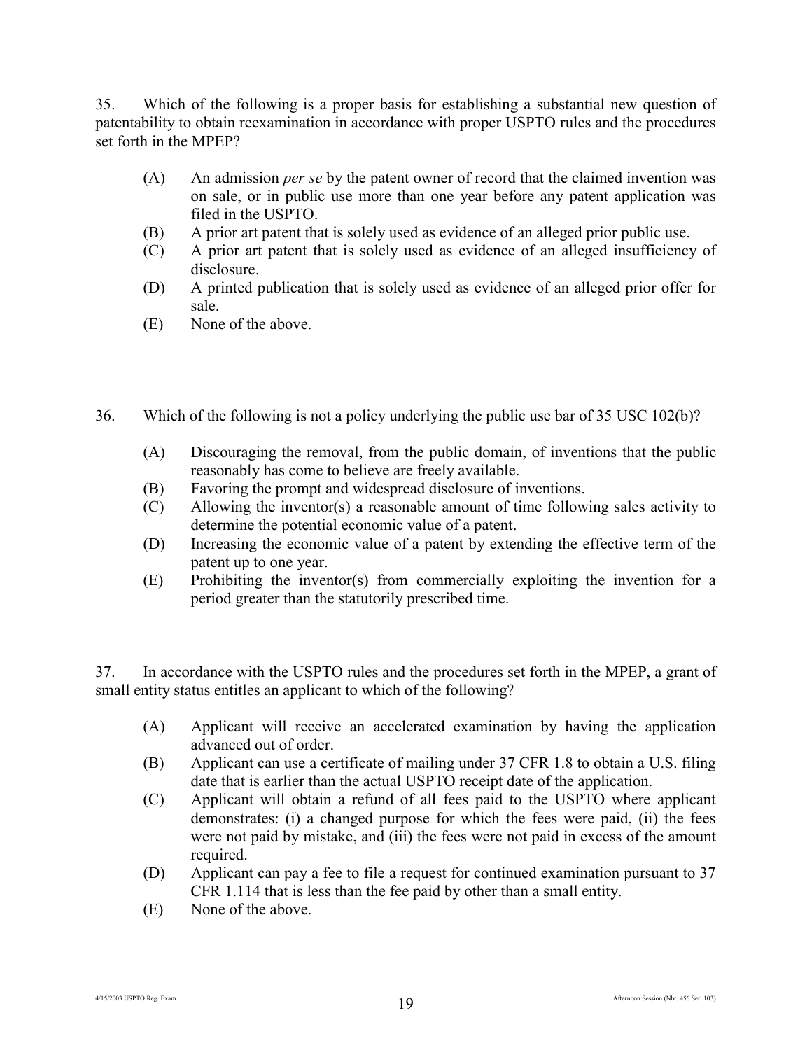35. Which of the following is a proper basis for establishing a substantial new question of patentability to obtain reexamination in accordance with proper USPTO rules and the procedures set forth in the MPEP?

(A) An admission *per se* by the patent owner of record that the claimed invention was on sale, or in public use more than one year before any patent application was filed in the USPTO.
(B) A prior art patent that is solely used as evidence of an alleged prior public use.
(C) A prior art patent that is solely used as evidence of an alleged insufficiency of disclosure.
(D) A printed publication that is solely used as evidence of an alleged prior offer for sale.
(E) None of the above.

36. Which of the following is <u>not</u> a policy underlying the public use bar of 35 USC 102(b)?

(A) Discouraging the removal, from the public domain, of inventions that the public reasonably has come to believe are freely available.
(B) Favoring the prompt and widespread disclosure of inventions.
(C) Allowing the inventor(s) a reasonable amount of time following sales activity to determine the potential economic value of a patent.
(D) Increasing the economic value of a patent by extending the effective term of the patent up to one year.
(E) Prohibiting the inventor(s) from commercially exploiting the invention for a period greater than the statutorily prescribed time.

37. In accordance with the USPTO rules and the procedures set forth in the MPEP, a grant of small entity status entitles an applicant to which of the following?

(A) Applicant will receive an accelerated examination by having the application advanced out of order.
(B) Applicant can use a certificate of mailing under 37 CFR 1.8 to obtain a U.S. filing date that is earlier than the actual USPTO receipt date of the application.
(C) Applicant will obtain a refund of all fees paid to the USPTO where applicant demonstrates: (i) a changed purpose for which the fees were paid, (ii) the fees were not paid by mistake, and (iii) the fees were not paid in excess of the amount required.
(D) Applicant can pay a fee to file a request for continued examination pursuant to 37 CFR 1.114 that is less than the fee paid by other than a small entity.
(E) None of the above.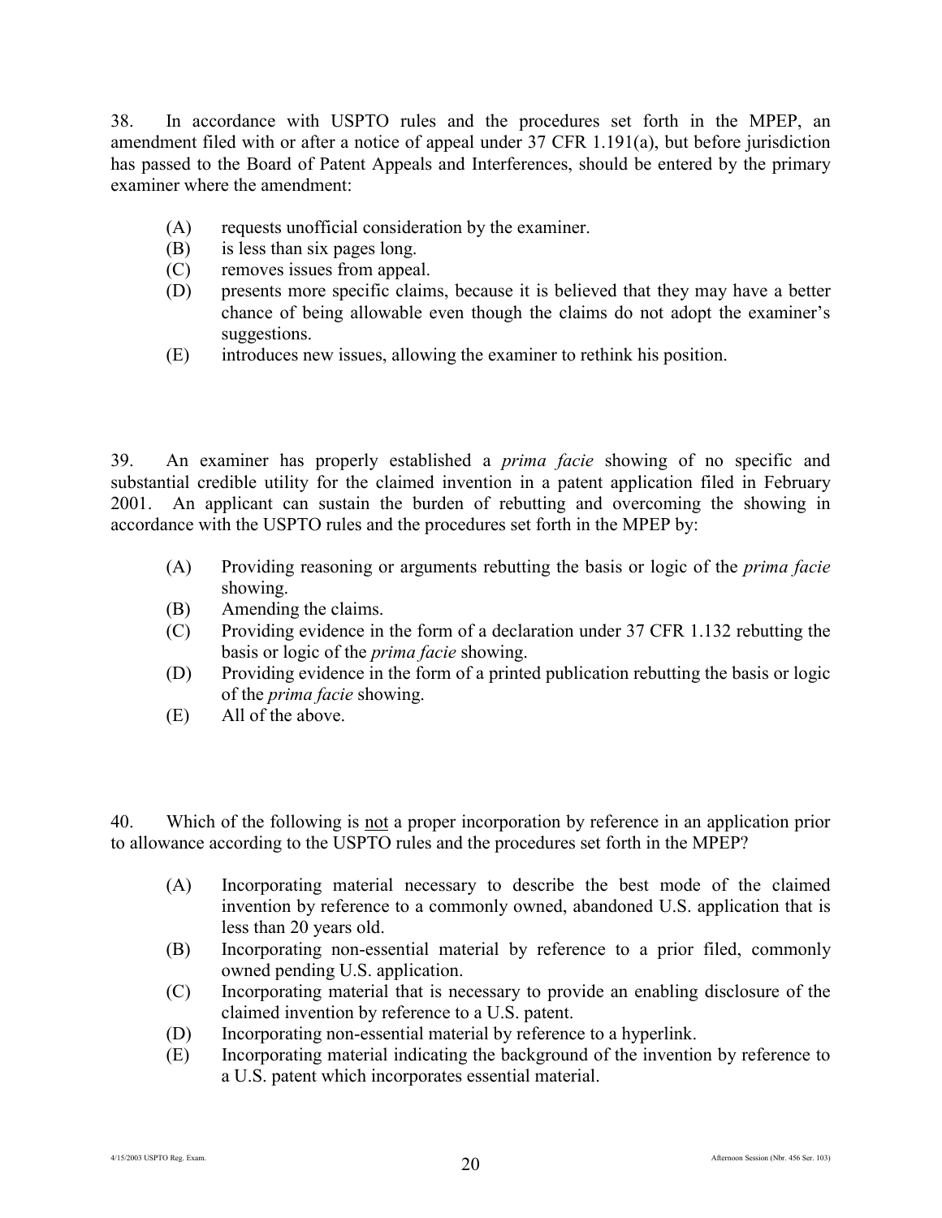38. In accordance with USPTO rules and the procedures set forth in the MPEP, an amendment filed with or after a notice of appeal under 37 CFR 1.191(a), but before jurisdiction has passed to the Board of Patent Appeals and Interferences, should be entered by the primary examiner where the amendment:

(A) requests unofficial consideration by the examiner.
(B) is less than six pages long.
(C) removes issues from appeal.
(D) presents more specific claims, because it is believed that they may have a better chance of being allowable even though the claims do not adopt the examiner's suggestions.
(E) introduces new issues, allowing the examiner to rethink his position.

39. An examiner has properly established a *prima facie* showing of no specific and substantial credible utility for the claimed invention in a patent application filed in February 2001. An applicant can sustain the burden of rebutting and overcoming the showing in accordance with the USPTO rules and the procedures set forth in the MPEP by:

(A) Providing reasoning or arguments rebutting the basis or logic of the *prima facie* showing.
(B) Amending the claims.
(C) Providing evidence in the form of a declaration under 37 CFR 1.132 rebutting the basis or logic of the *prima facie* showing.
(D) Providing evidence in the form of a printed publication rebutting the basis or logic of the *prima facie* showing.
(E) All of the above.

40. Which of the following is <u>not</u> a proper incorporation by reference in an application prior to allowance according to the USPTO rules and the procedures set forth in the MPEP?

(A) Incorporating material necessary to describe the best mode of the claimed invention by reference to a commonly owned, abandoned U.S. application that is less than 20 years old.
(B) Incorporating non-essential material by reference to a prior filed, commonly owned pending U.S. application.
(C) Incorporating material that is necessary to provide an enabling disclosure of the claimed invention by reference to a U.S. patent.
(D) Incorporating non-essential material by reference to a hyperlink.
(E) Incorporating material indicating the background of the invention by reference to a U.S. patent which incorporates essential material.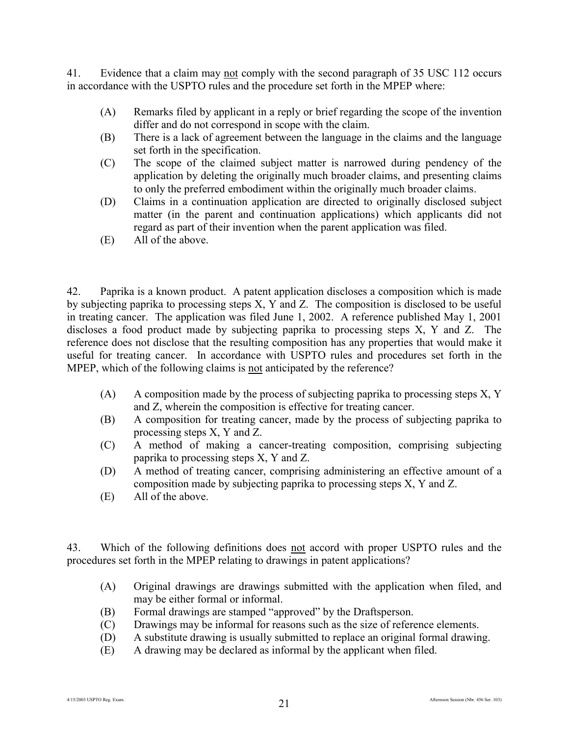41. Evidence that a claim may not comply with the second paragraph of 35 USC 112 occurs in accordance with the USPTO rules and the procedure set forth in the MPEP where:

(A) Remarks filed by applicant in a reply or brief regarding the scope of the invention differ and do not correspond in scope with the claim.
(B) There is a lack of agreement between the language in the claims and the language set forth in the specification.
(C) The scope of the claimed subject matter is narrowed during pendency of the application by deleting the originally much broader claims, and presenting claims to only the preferred embodiment within the originally much broader claims.
(D) Claims in a continuation application are directed to originally disclosed subject matter (in the parent and continuation applications) which applicants did not regard as part of their invention when the parent application was filed.
(E) All of the above.

42. Paprika is a known product. A patent application discloses a composition which is made by subjecting paprika to processing steps X, Y and Z. The composition is disclosed to be useful in treating cancer. The application was filed June 1, 2002. A reference published May 1, 2001 discloses a food product made by subjecting paprika to processing steps X, Y and Z. The reference does not disclose that the resulting composition has any properties that would make it useful for treating cancer. In accordance with USPTO rules and procedures set forth in the MPEP, which of the following claims is not anticipated by the reference?

(A) A composition made by the process of subjecting paprika to processing steps X, Y and Z, wherein the composition is effective for treating cancer.
(B) A composition for treating cancer, made by the process of subjecting paprika to processing steps X, Y and Z.
(C) A method of making a cancer-treating composition, comprising subjecting paprika to processing steps X, Y and Z.
(D) A method of treating cancer, comprising administering an effective amount of a composition made by subjecting paprika to processing steps X, Y and Z.
(E) All of the above.

43. Which of the following definitions does not accord with proper USPTO rules and the procedures set forth in the MPEP relating to drawings in patent applications?

(A) Original drawings are drawings submitted with the application when filed, and may be either formal or informal.
(B) Formal drawings are stamped "approved" by the Draftsperson.
(C) Drawings may be informal for reasons such as the size of reference elements.
(D) A substitute drawing is usually submitted to replace an original formal drawing.
(E) A drawing may be declared as informal by the applicant when filed.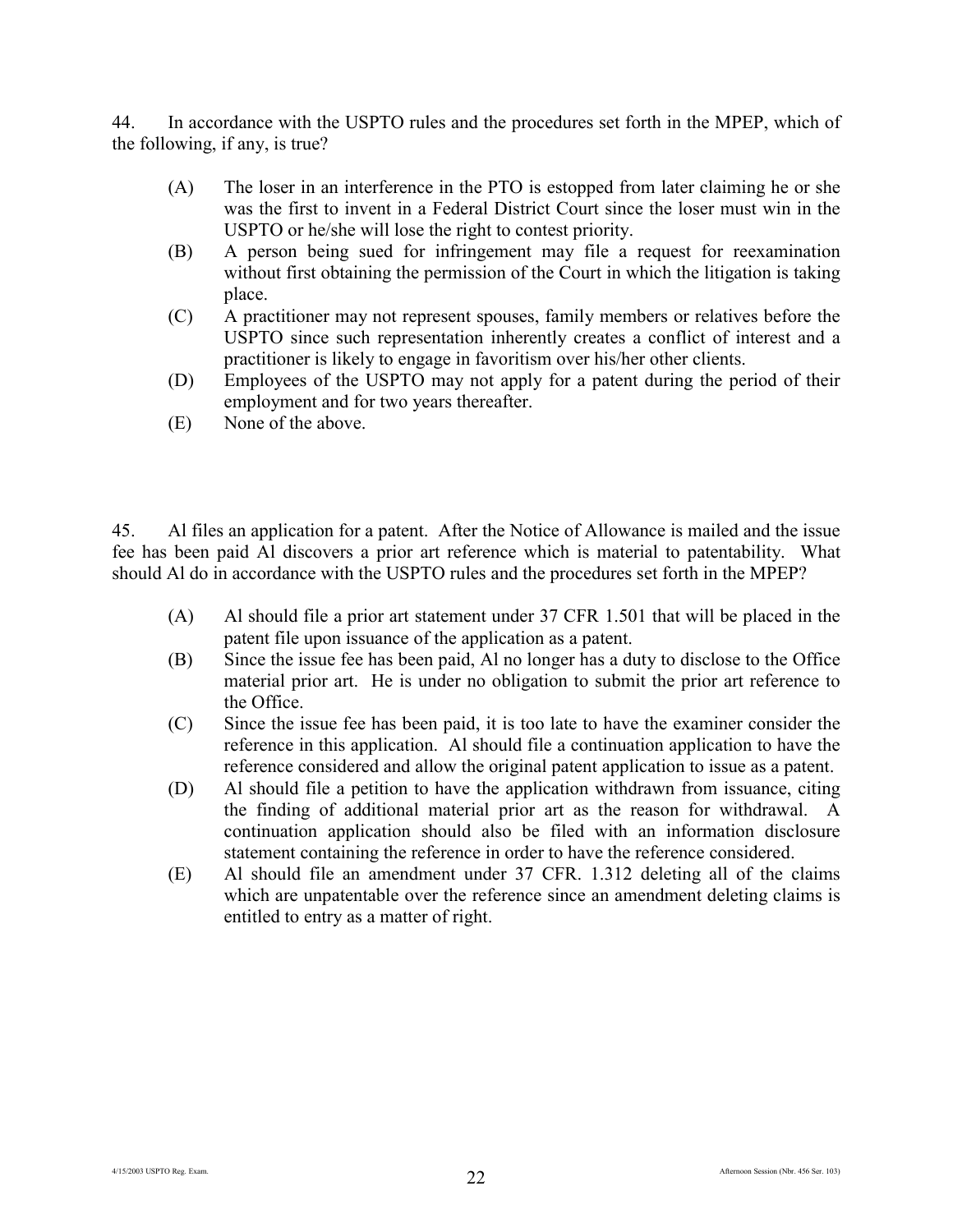44. In accordance with the USPTO rules and the procedures set forth in the MPEP, which of the following, if any, is true?

(A) The loser in an interference in the PTO is estopped from later claiming he or she was the first to invent in a Federal District Court since the loser must win in the USPTO or he/she will lose the right to contest priority.

(B) A person being sued for infringement may file a request for reexamination without first obtaining the permission of the Court in which the litigation is taking place.

(C) A practitioner may not represent spouses, family members or relatives before the USPTO since such representation inherently creates a conflict of interest and a practitioner is likely to engage in favoritism over his/her other clients.

(D) Employees of the USPTO may not apply for a patent during the period of their employment and for two years thereafter.

(E) None of the above.

45. Al files an application for a patent. After the Notice of Allowance is mailed and the issue fee has been paid Al discovers a prior art reference which is material to patentability. What should Al do in accordance with the USPTO rules and the procedures set forth in the MPEP?

(A) Al should file a prior art statement under 37 CFR 1.501 that will be placed in the patent file upon issuance of the application as a patent.

(B) Since the issue fee has been paid, Al no longer has a duty to disclose to the Office material prior art. He is under no obligation to submit the prior art reference to the Office.

(C) Since the issue fee has been paid, it is too late to have the examiner consider the reference in this application. Al should file a continuation application to have the reference considered and allow the original patent application to issue as a patent.

(D) Al should file a petition to have the application withdrawn from issuance, citing the finding of additional material prior art as the reason for withdrawal. A continuation application should also be filed with an information disclosure statement containing the reference in order to have the reference considered.

(E) Al should file an amendment under 37 CFR. 1.312 deleting all of the claims which are unpatentable over the reference since an amendment deleting claims is entitled to entry as a matter of right.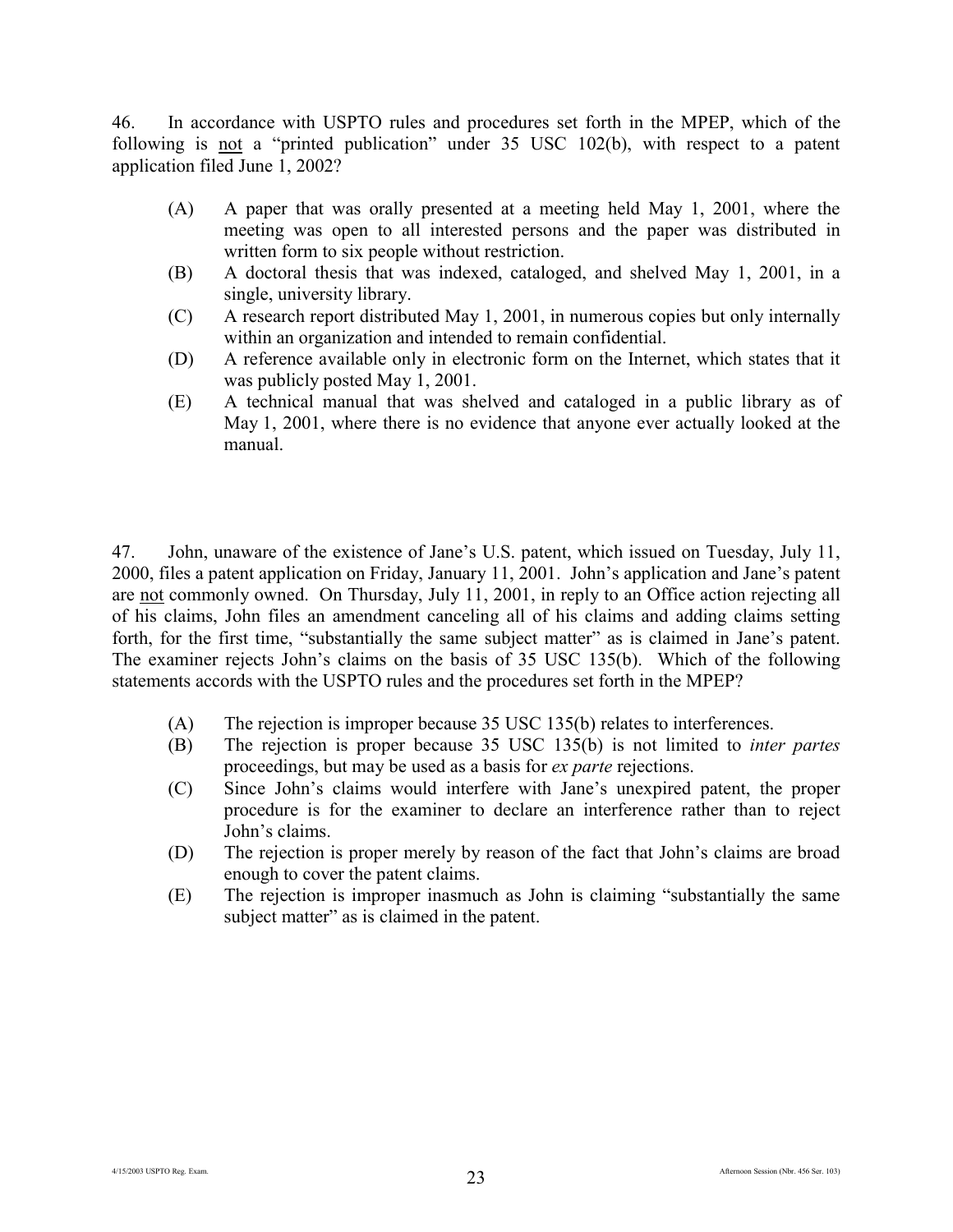46. In accordance with USPTO rules and procedures set forth in the MPEP, which of the following is <u>not</u> a "printed publication" under 35 USC 102(b), with respect to a patent application filed June 1, 2002?

(A) A paper that was orally presented at a meeting held May 1, 2001, where the meeting was open to all interested persons and the paper was distributed in written form to six people without restriction.

(B) A doctoral thesis that was indexed, cataloged, and shelved May 1, 2001, in a single, university library.

(C) A research report distributed May 1, 2001, in numerous copies but only internally within an organization and intended to remain confidential.

(D) A reference available only in electronic form on the Internet, which states that it was publicly posted May 1, 2001.

(E) A technical manual that was shelved and cataloged in a public library as of May 1, 2001, where there is no evidence that anyone ever actually looked at the manual.

47. John, unaware of the existence of Jane's U.S. patent, which issued on Tuesday, July 11, 2000, files a patent application on Friday, January 11, 2001. John's application and Jane's patent are <u>not</u> commonly owned. On Thursday, July 11, 2001, in reply to an Office action rejecting all of his claims, John files an amendment canceling all of his claims and adding claims setting forth, for the first time, "substantially the same subject matter" as is claimed in Jane's patent. The examiner rejects John's claims on the basis of 35 USC 135(b). Which of the following statements accords with the USPTO rules and the procedures set forth in the MPEP?

(A) The rejection is improper because 35 USC 135(b) relates to interferences.

(B) The rejection is proper because 35 USC 135(b) is not limited to *inter partes* proceedings, but may be used as a basis for *ex parte* rejections.

(C) Since John's claims would interfere with Jane's unexpired patent, the proper procedure is for the examiner to declare an interference rather than to reject John's claims.

(D) The rejection is proper merely by reason of the fact that John's claims are broad enough to cover the patent claims.

(E) The rejection is improper inasmuch as John is claiming "substantially the same subject matter" as is claimed in the patent.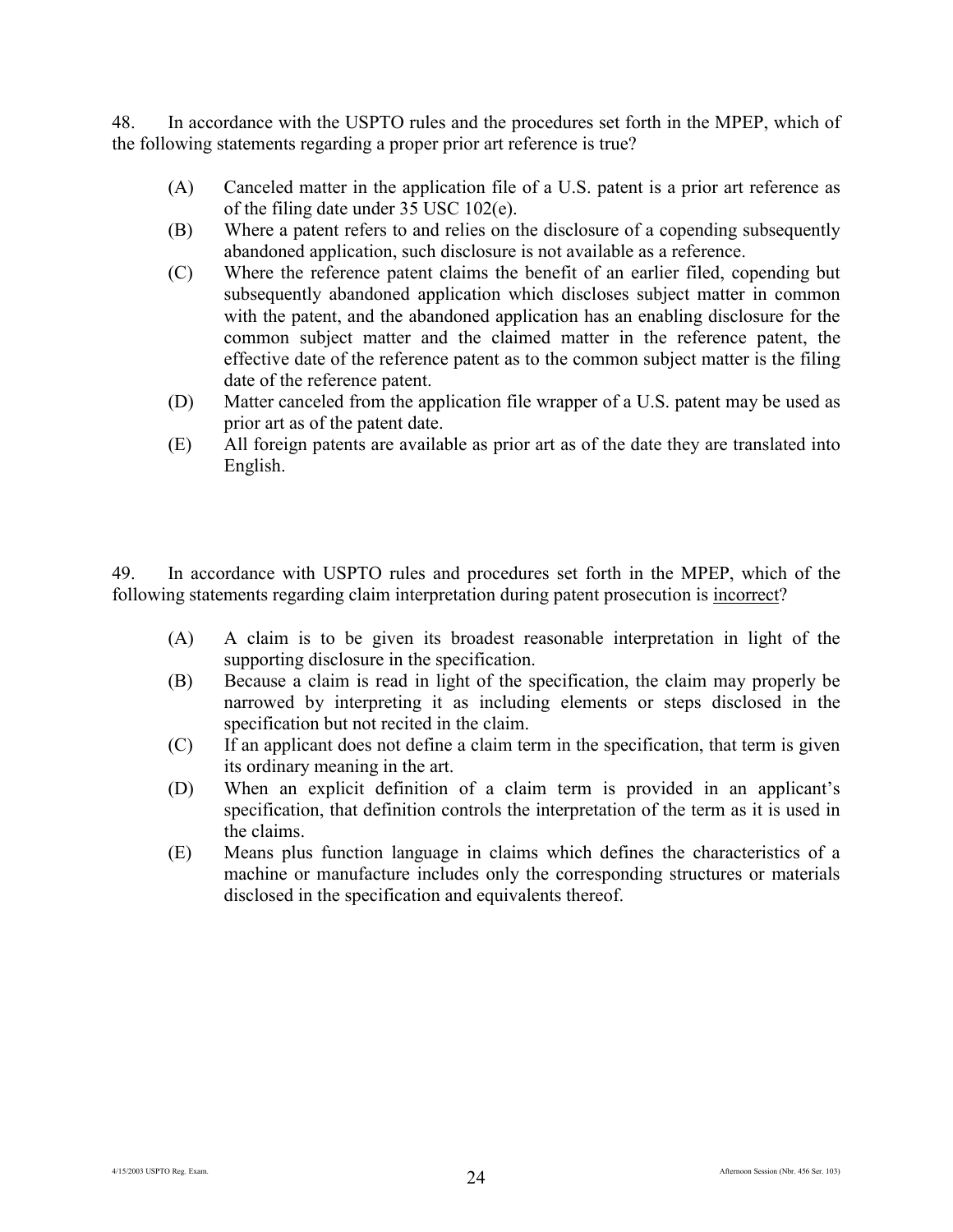48. In accordance with the USPTO rules and the procedures set forth in the MPEP, which of the following statements regarding a proper prior art reference is true?

(A) Canceled matter in the application file of a U.S. patent is a prior art reference as of the filing date under 35 USC 102(e).

(B) Where a patent refers to and relies on the disclosure of a copending subsequently abandoned application, such disclosure is not available as a reference.

(C) Where the reference patent claims the benefit of an earlier filed, copending but subsequently abandoned application which discloses subject matter in common with the patent, and the abandoned application has an enabling disclosure for the common subject matter and the claimed matter in the reference patent, the effective date of the reference patent as to the common subject matter is the filing date of the reference patent.

(D) Matter canceled from the application file wrapper of a U.S. patent may be used as prior art as of the patent date.

(E) All foreign patents are available as prior art as of the date they are translated into English.

49. In accordance with USPTO rules and procedures set forth in the MPEP, which of the following statements regarding claim interpretation during patent prosecution is <u>incorrect</u>?

(A) A claim is to be given its broadest reasonable interpretation in light of the supporting disclosure in the specification.

(B) Because a claim is read in light of the specification, the claim may properly be narrowed by interpreting it as including elements or steps disclosed in the specification but not recited in the claim.

(C) If an applicant does not define a claim term in the specification, that term is given its ordinary meaning in the art.

(D) When an explicit definition of a claim term is provided in an applicant's specification, that definition controls the interpretation of the term as it is used in the claims.

(E) Means plus function language in claims which defines the characteristics of a machine or manufacture includes only the corresponding structures or materials disclosed in the specification and equivalents thereof.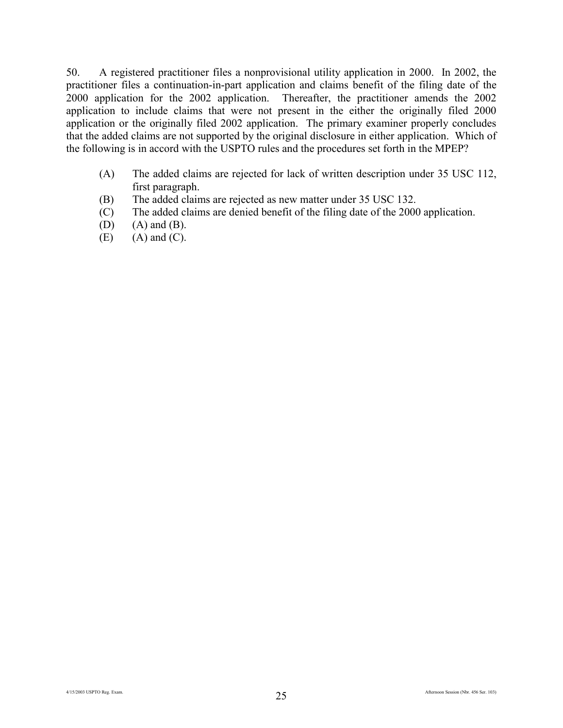50. A registered practitioner files a nonprovisional utility application in 2000. In 2002, the practitioner files a continuation-in-part application and claims benefit of the filing date of the 2000 application for the 2002 application. Thereafter, the practitioner amends the 2002 application to include claims that were not present in the either the originally filed 2000 application or the originally filed 2002 application. The primary examiner properly concludes that the added claims are not supported by the original disclosure in either application. Which of the following is in accord with the USPTO rules and the procedures set forth in the MPEP?

(A) The added claims are rejected for lack of written description under 35 USC 112, first paragraph.

(B) The added claims are rejected as new matter under 35 USC 132.

(C) The added claims are denied benefit of the filing date of the 2000 application.

(D) (A) and (B).

(E) (A) and (C).